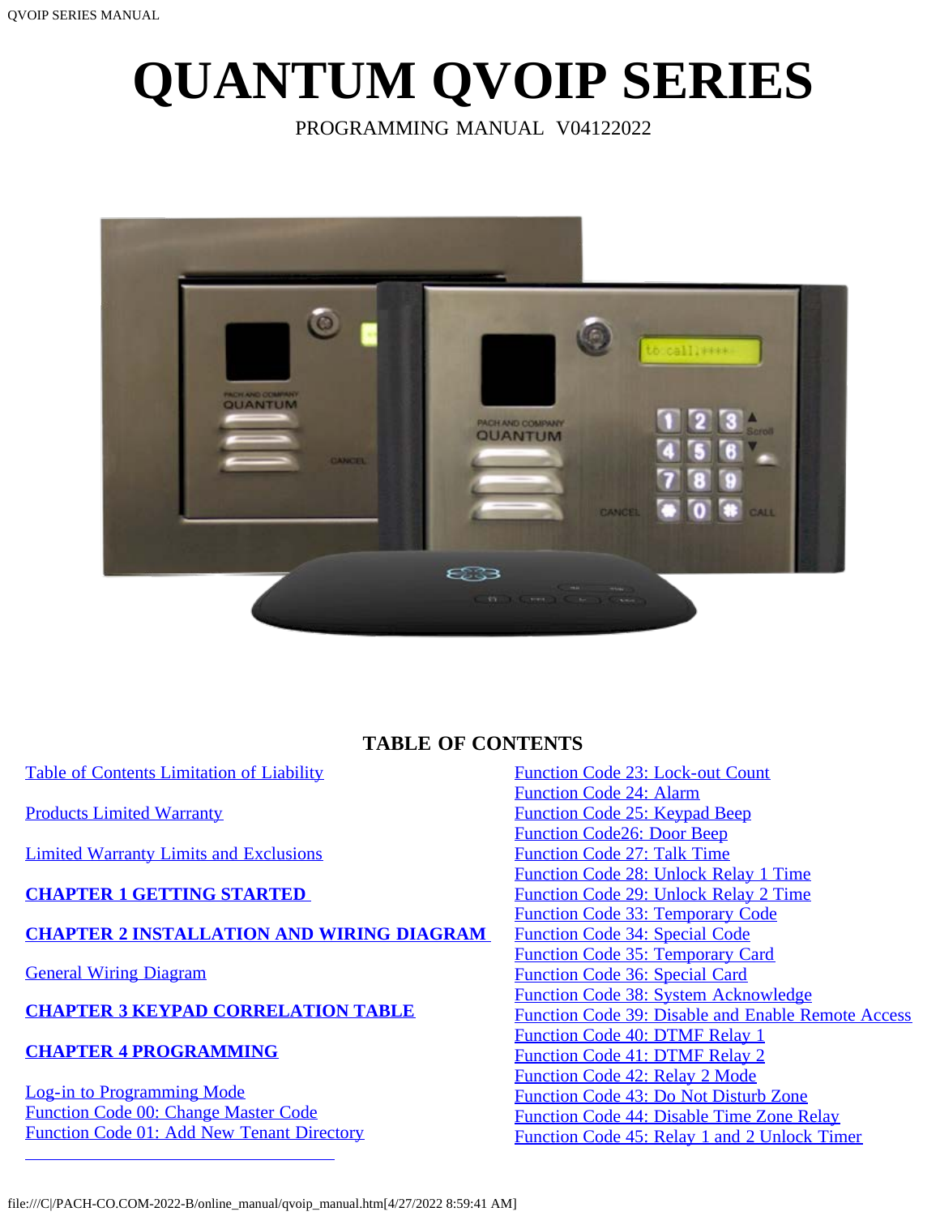# QUANTUM QVOIP SERIES

PROGRAMMING MANUAL V04122022

## TABLE OF CONTENTS

Table of Contents Limitation of Liability

Products Limited Warranty

Limited Warranty Limits and Exclusions

**CHAPTER 1 GETTING STARTED**

**CHAPTER 2 INSTALLATION AND WIRING DIAGRAM**

General Wiring Diagram

**CHAPTER 3 KEYPAD CORRELATION TABLE**

**CHAPTER 4 PROGRAMMING**

Log-in to Programming Mode
Function Code 00: Change Master Code
Function Code 01: Add New Tenant Directory

Function Code 23: Lock-out Count
Function Code 24: Alarm
Function Code 25: Keypad Beep
Function Code26: Door Beep
Function Code 27: Talk Time
Function Code 28: Unlock Relay 1 Time
Function Code 29: Unlock Relay 2 Time
Function Code 33: Temporary Code
Function Code 34: Special Code
Function Code 35: Temporary Card
Function Code 36: Special Card
Function Code 38: System Acknowledge
Function Code 39: Disable and Enable Remote Access
Function Code 40: DTMF Relay 1
Function Code 41: DTMF Relay 2
Function Code 42: Relay 2 Mode
Function Code 43: Do Not Disturb Zone
Function Code 44: Disable Time Zone Relay
Function Code 45: Relay 1 and 2 Unlock Timer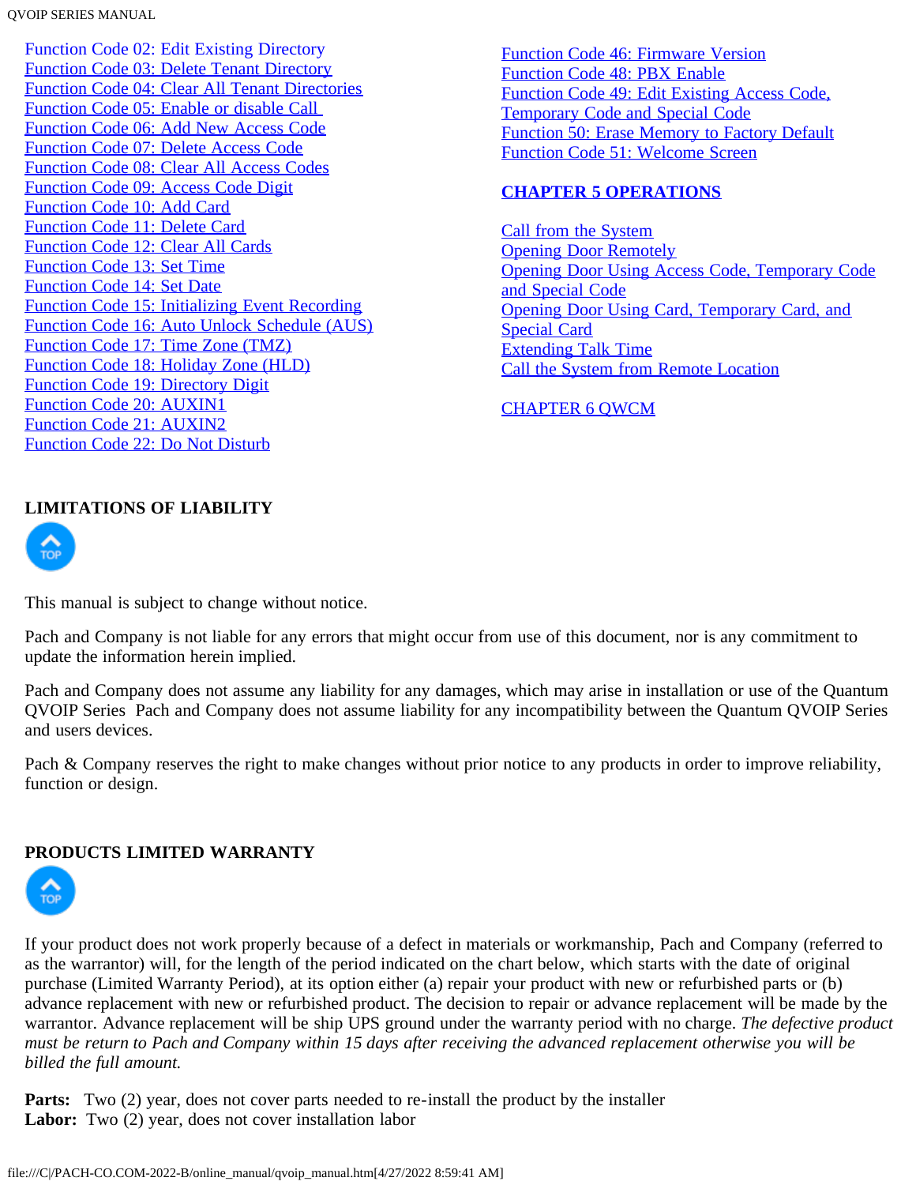Function Code 02: Edit Existing Directory
Function Code 03: Delete Tenant Directory
Function Code 04: Clear All Tenant Directories
Function Code 05: Enable or disable Call
Function Code 06: Add New Access Code
Function Code 07: Delete Access Code
Function Code 08: Clear All Access Codes
Function Code 09: Access Code Digit
Function Code 10: Add Card
Function Code 11: Delete Card
Function Code 12: Clear All Cards
Function Code 13: Set Time
Function Code 14: Set Date
Function Code 15: Initializing Event Recording
Function Code 16: Auto Unlock Schedule (AUS)
Function Code 17: Time Zone (TMZ)
Function Code 18: Holiday Zone (HLD)
Function Code 19: Directory Digit
Function Code 20: AUXIN1
Function Code 21: AUXIN2
Function Code 22: Do Not Disturb
Function Code 46: Firmware Version
Function Code 48: PBX Enable
Function Code 49: Edit Existing Access Code, Temporary Code and Special Code
Function 50: Erase Memory to Factory Default
Function Code 51: Welcome Screen

**CHAPTER 5 OPERATIONS**

Call from the System
Opening Door Remotely
Opening Door Using Access Code, Temporary Code and Special Code
Opening Door Using Card, Temporary Card, and Special Card
Extending Talk Time
Call the System from Remote Location

CHAPTER 6 QWCM

## LIMITATIONS OF LIABILITY

This manual is subject to change without notice.

Pach and Company is not liable for any errors that might occur from use of this document, nor is any commitment to update the information herein implied.

Pach and Company does not assume any liability for any damages, which may arise in installation or use of the Quantum QVOIP Series  Pach and Company does not assume liability for any incompatibility between the Quantum QVOIP Series and users devices.

Pach & Company reserves the right to make changes without prior notice to any products in order to improve reliability, function or design.

## PRODUCTS LIMITED WARRANTY

If your product does not work properly because of a defect in materials or workmanship, Pach and Company (referred to as the warrantor) will, for the length of the period indicated on the chart below, which starts with the date of original purchase (Limited Warranty Period), at its option either (a) repair your product with new or refurbished parts or (b) advance replacement with new or refurbished product. The decision to repair or advance replacement will be made by the warrantor. Advance replacement will be ship UPS ground under the warranty period with no charge. *The defective product must be return to Pach and Company within 15 days after receiving the advanced replacement otherwise you will be billed the full amount.*

**Parts:** Two (2) year, does not cover parts needed to re-install the product by the installer
**Labor:** Two (2) year, does not cover installation labor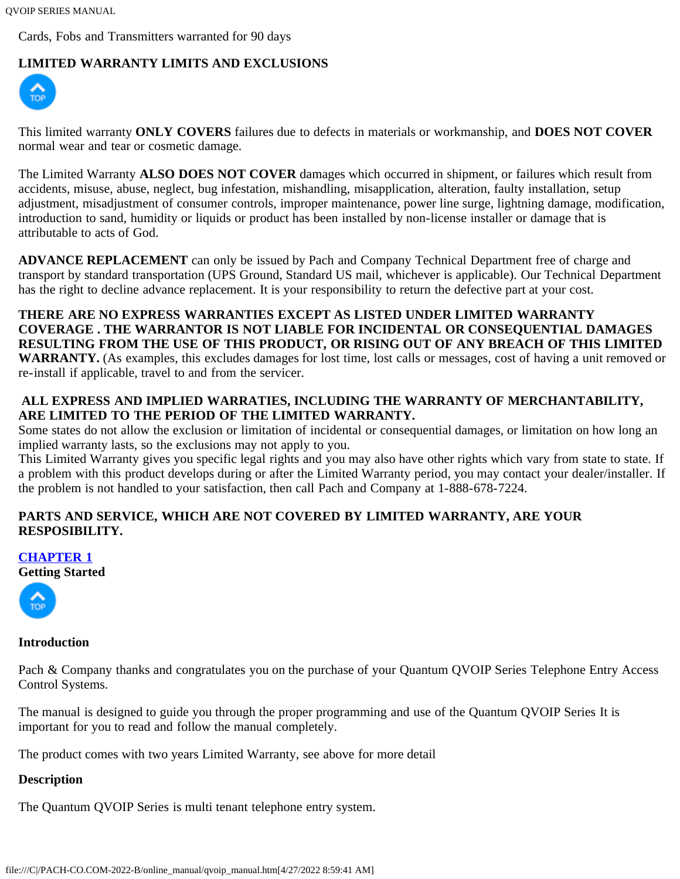Cards, Fobs and Transmitters warranted for 90 days

**LIMITED WARRANTY LIMITS AND EXCLUSIONS**

This limited warranty **ONLY COVERS** failures due to defects in materials or workmanship, and **DOES NOT COVER** normal wear and tear or cosmetic damage.

The Limited Warranty **ALSO DOES NOT COVER** damages which occurred in shipment, or failures which result from accidents, misuse, abuse, neglect, bug infestation, mishandling, misapplication, alteration, faulty installation, setup adjustment, misadjustment of consumer controls, improper maintenance, power line surge, lightning damage, modification, introduction to sand, humidity or liquids or product has been installed by non-license installer or damage that is attributable to acts of God.

**ADVANCE REPLACEMENT** can only be issued by Pach and Company Technical Department free of charge and transport by standard transportation (UPS Ground, Standard US mail, whichever is applicable). Our Technical Department has the right to decline advance replacement. It is your responsibility to return the defective part at your cost.

**THERE ARE NO EXPRESS WARRANTIES EXCEPT AS LISTED UNDER LIMITED WARRANTY COVERAGE . THE WARRANTOR IS NOT LIABLE FOR INCIDENTAL OR CONSEQUENTIAL DAMAGES RESULTING FROM THE USE OF THIS PRODUCT, OR RISING OUT OF ANY BREACH OF THIS LIMITED WARRANTY.** (As examples, this excludes damages for lost time, lost calls or messages, cost of having a unit removed or re-install if applicable, travel to and from the servicer.

**ALL EXPRESS AND IMPLIED WARRATIES, INCLUDING THE WARRANTY OF MERCHANTABILITY, ARE LIMITED TO THE PERIOD OF THE LIMITED WARRANTY.**
Some states do not allow the exclusion or limitation of incidental or consequential damages, or limitation on how long an implied warranty lasts, so the exclusions may not apply to you.
This Limited Warranty gives you specific legal rights and you may also have other rights which vary from state to state. If a problem with this product develops during or after the Limited Warranty period, you may contact your dealer/installer. If the problem is not handled to your satisfaction, then call Pach and Company at 1-888-678-7224.

**PARTS AND SERVICE, WHICH ARE NOT COVERED BY LIMITED WARRANTY, ARE YOUR RESPOSIBILITY.**

## CHAPTER 1
## Getting Started

### Introduction

Pach & Company thanks and congratulates you on the purchase of your Quantum QVOIP Series Telephone Entry Access Control Systems.

The manual is designed to guide you through the proper programming and use of the Quantum QVOIP Series It is important for you to read and follow the manual completely.

The product comes with two years Limited Warranty, see above for more detail

### Description

The Quantum QVOIP Series is multi tenant telephone entry system.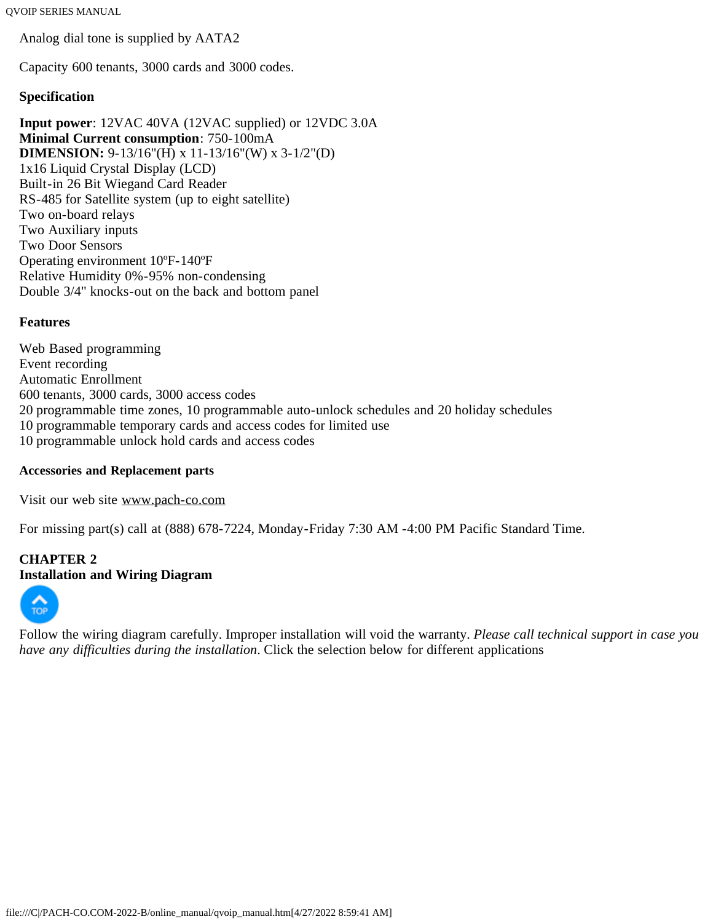Analog dial tone is supplied by AATA2

Capacity 600 tenants, 3000 cards and 3000 codes.

**Specification**

**Input power**: 12VAC 40VA (12VAC supplied) or 12VDC 3.0A
**Minimal Current consumption**: 750-100mA
**DIMENSION:** 9-13/16"(H) x 11-13/16"(W) x 3-1/2"(D)
1x16 Liquid Crystal Display (LCD)
Built-in 26 Bit Wiegand Card Reader
RS-485 for Satellite system (up to eight satellite)
Two on-board relays
Two Auxiliary inputs
Two Door Sensors
Operating environment 10ºF-140ºF
Relative Humidity 0%-95% non-condensing
Double 3/4" knocks-out on the back and bottom panel

**Features**

Web Based programming
Event recording
Automatic Enrollment
600 tenants, 3000 cards, 3000 access codes
20 programmable time zones, 10 programmable auto-unlock schedules and 20 holiday schedules
10 programmable temporary cards and access codes for limited use
10 programmable unlock hold cards and access codes

**Accessories and Replacement parts**

Visit our web site www.pach-co.com

For missing part(s) call at (888) 678-7224, Monday-Friday 7:30 AM -4:00 PM Pacific Standard Time.

## CHAPTER 2
## Installation and Wiring Diagram

Follow the wiring diagram carefully. Improper installation will void the warranty. *Please call technical support in case you have any difficulties during the installation*. Click the selection below for different applications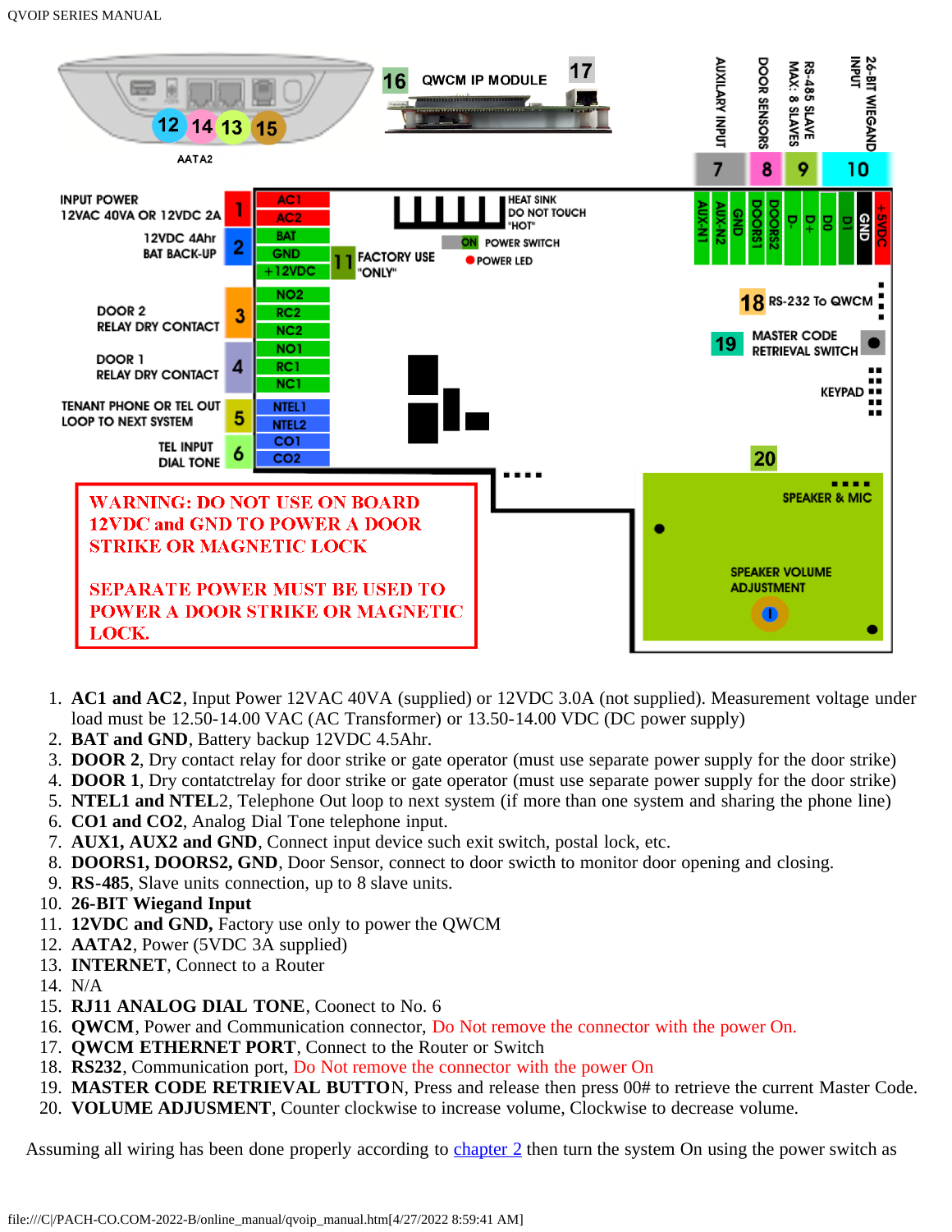**WARNING: DO NOT USE ON BOARD 12VDC and GND TO POWER A DOOR STRIKE OR MAGNETIC LOCK**

**SEPARATE POWER MUST BE USED TO POWER A DOOR STRIKE OR MAGNETIC LOCK.**

1. **AC1 and AC2**, Input Power 12VAC 40VA (supplied) or 12VDC 3.0A (not supplied). Measurement voltage under load must be 12.50-14.00 VAC (AC Transformer) or 13.50-14.00 VDC (DC power supply)
2. **BAT and GND**, Battery backup 12VDC 4.5Ahr.
3. **DOOR 2**, Dry contact relay for door strike or gate operator (must use separate power supply for the door strike)
4. **DOOR 1**, Dry contactrelay for door strike or gate operator (must use separate power supply for the door strike)
5. **NTEL1 and NTEL**2, Telephone Out loop to next system (if more than one system and sharing the phone line)
6. **CO1 and CO2**, Analog Dial Tone telephone input.
7. **AUX1, AUX2 and GND**, Connect input device such exit switch, postal lock, etc.
8. **DOORS1, DOORS2, GND**, Door Sensor, connect to door swicth to monitor door opening and closing.
9. **RS-485**, Slave units connection, up to 8 slave units.
10. **26-BIT Wiegand Input**
11. **12VDC and GND,** Factory use only to power the QWCM
12. **AATA2**, Power (5VDC 3A supplied)
13. **INTERNET**, Connect to a Router
14. N/A
15. **RJ11 ANALOG DIAL TONE**, Coonect to No. 6
16. **QWCM**, Power and Communication connector, Do Not remove the connector with the power On.
17. **QWCM ETHERNET PORT**, Connect to the Router or Switch
18. **RS232**, Communication port, Do Not remove the connector with the power On
19. **MASTER CODE RETRIEVAL BUTTO**N, Press and release then press 00# to retrieve the current Master Code.
20. **VOLUME ADJUSMENT**, Counter clockwise to increase volume, Clockwise to decrease volume.

Assuming all wiring has been done properly according to chapter 2 then turn the system On using the power switch as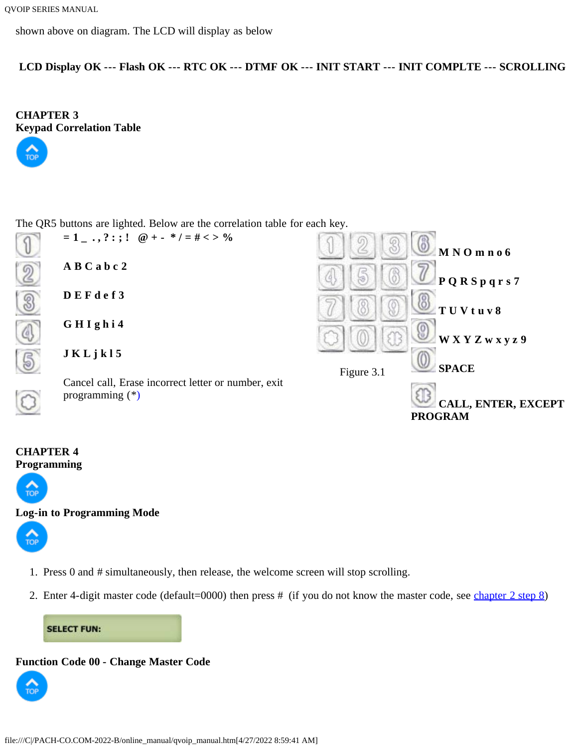shown above on diagram. The LCD will display as below

**LCD Display OK --- Flash OK --- RTC OK --- DTMF OK --- INIT START --- INIT COMPLTE --- SCROLLING**

## CHAPTER 3
## Keypad Correlation Table

The QR5 buttons are lighted. Below are the correlation table for each key.

| Key | Characters |
|---|---|
| 1 | **= 1 _ . , ? : ; ! @ + - * / = # < > %** |
| 2 | **A B C a b c 2** |
| 3 | **D E F d e f 3** |
| 4 | **G H I g h i 4** |
| 5 | **J K L j k l 5** |
| * | Cancel call, Erase incorrect letter or number, exit programming (*) |
| 6 | **M N O m n o 6** |
| 7 | **P Q R S p q r s 7** |
| 8 | **T U V t u v 8** |
| 9 | **W X Y Z w x y z 9** |
| 0 | **SPACE** |
| # | **CALL, ENTER, EXCEPT PROGRAM** |

Figure 3.1

## CHAPTER 4
## Programming

### Log-in to Programming Mode

1. Press 0 and # simultaneously, then release, the welcome screen will stop scrolling.
2. Enter 4-digit master code (default=0000) then press # (if you do not know the master code, see chapter 2 step 8)

SELECT FUN:

### Function Code 00 - Change Master Code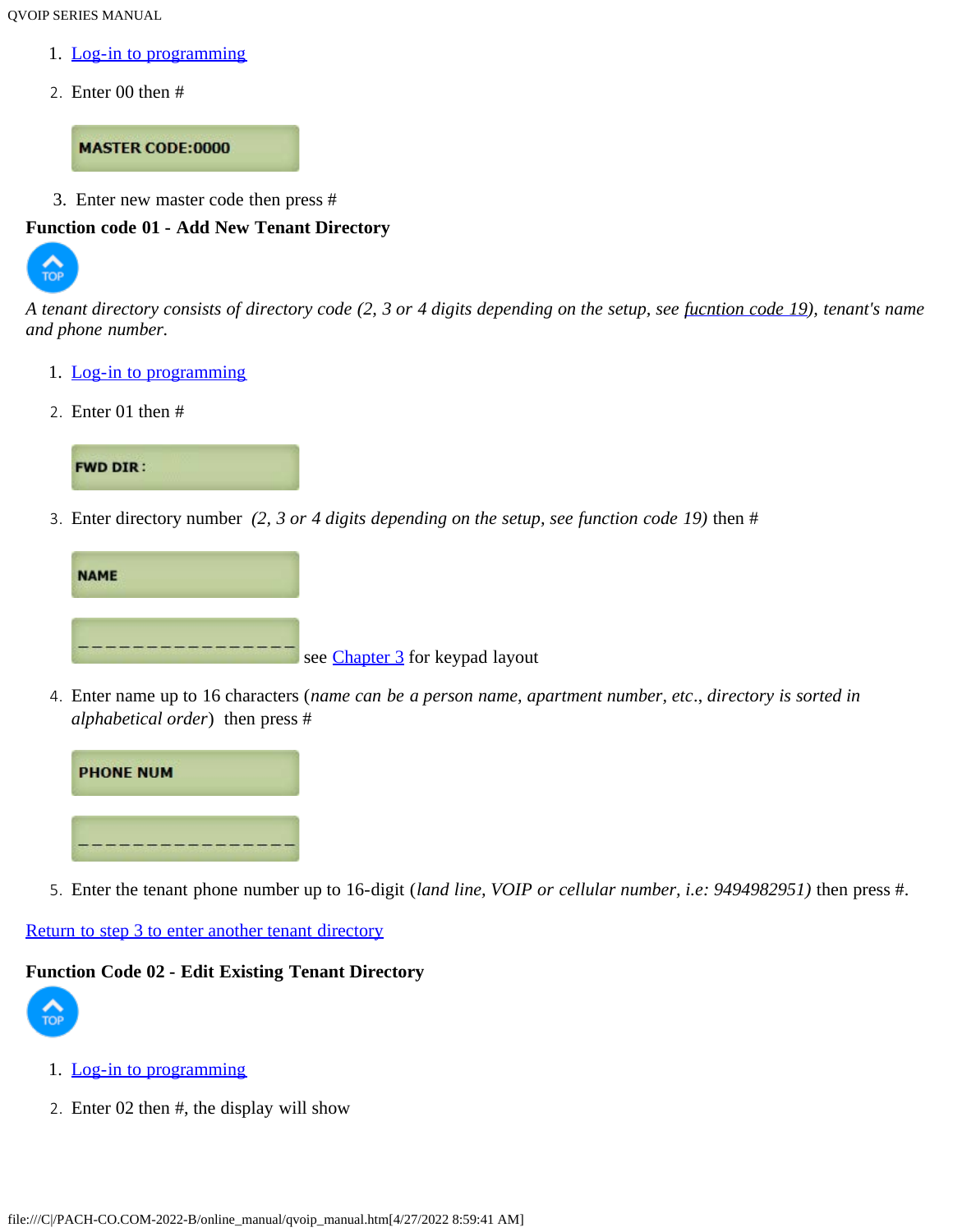1. Log-in to programming
2. Enter 00 then #

```
MASTER CODE:0000
```

3. Enter new master code then press #

**Function code 01 - Add New Tenant Directory**

*A tenant directory consists of directory code (2, 3 or 4 digits depending on the setup, see fucntion code 19), tenant's name and phone number.*

1. Log-in to programming
2. Enter 01 then #

```
FWD DIR:
```

3. Enter directory number *(2, 3 or 4 digits depending on the setup, see function code 19)* then #

```
NAME
```

```
________________
```

see Chapter 3 for keypad layout

4. Enter name up to 16 characters (*name can be a person name, apartment number, etc., directory is sorted in alphabetical order*) then press #

```
PHONE NUM
```

```
________________
```

5. Enter the tenant phone number up to 16-digit (*land line, VOIP or cellular number, i.e: 9494982951)* then press #.

Return to step 3 to enter another tenant directory

**Function Code 02 - Edit Existing Tenant Directory**

1. Log-in to programming
2. Enter 02 then #, the display will show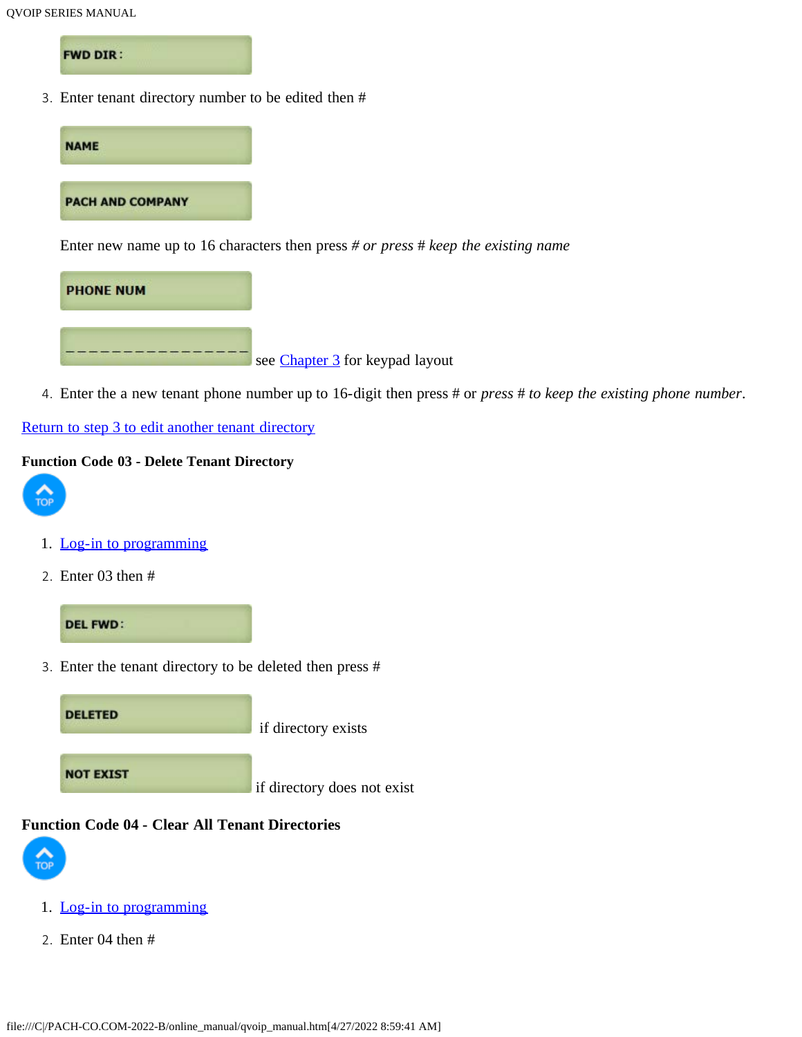FWD DIR :

3. Enter tenant directory number to be edited then #

   NAME

   PACH AND COMPANY

   Enter new name up to 16 characters then press # *or press # keep the existing name*

   PHONE NUM

   ________________ see [Chapter 3](#) for keypad layout

4. Enter the a new tenant phone number up to 16-digit then press # or *press # to keep the existing phone number*.

[Return to step 3 to edit another tenant directory](#)

**Function Code 03 - Delete Tenant Directory**

TOP

1. [Log-in to programming](#)
2. Enter 03 then #

   DEL FWD :

3. Enter the tenant directory to be deleted then press #

   DELETED if directory exists

   NOT EXIST if directory does not exist

**Function Code 04 - Clear All Tenant Directories**

TOP

1. [Log-in to programming](#)
2. Enter 04 then #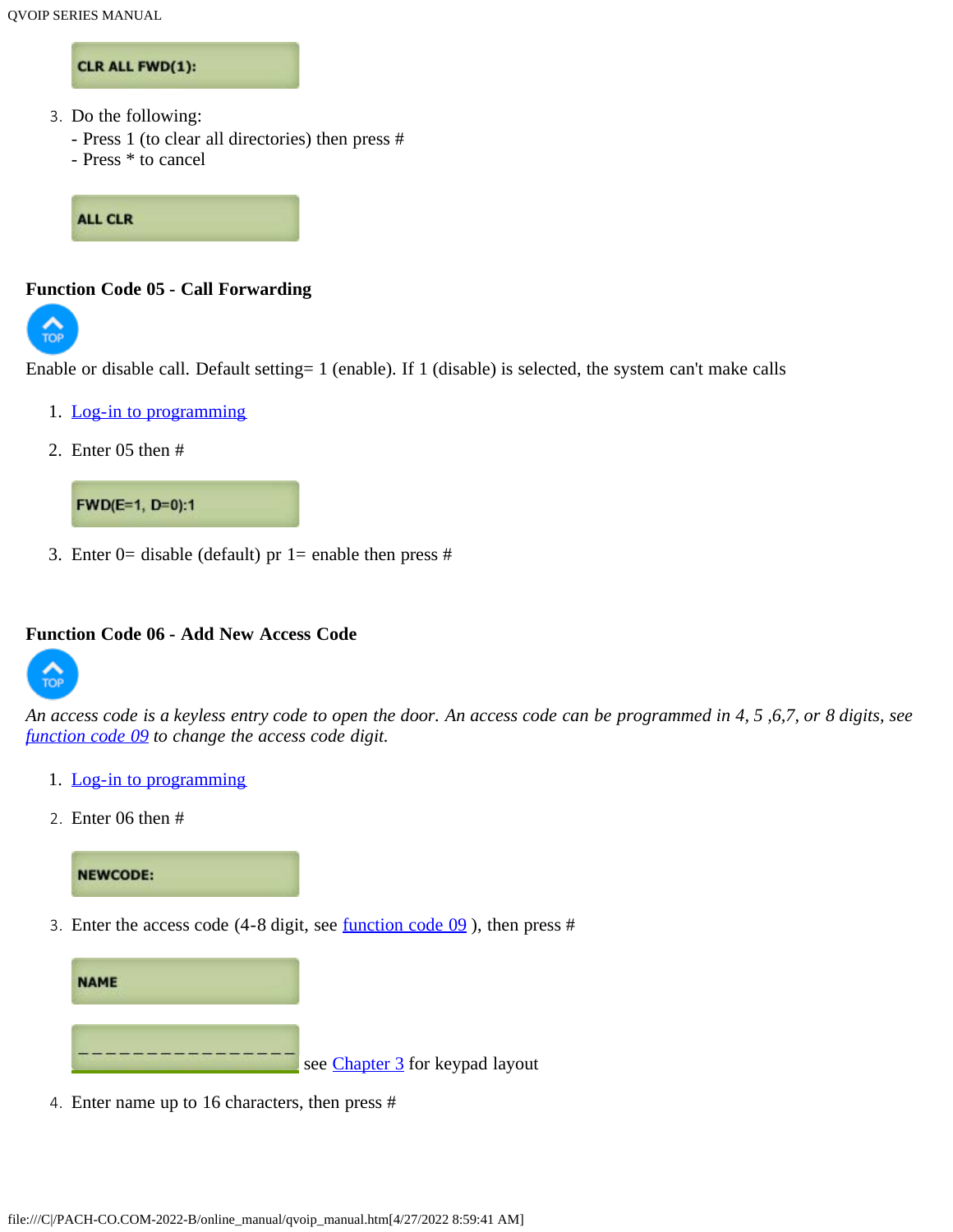CLR ALL FWD(1):

3. Do the following:
   - Press 1 (to clear all directories) then press #
   - Press * to cancel

ALL CLR

### Function Code 05 - Call Forwarding

TOP

Enable or disable call. Default setting= 1 (enable). If 1 (disable) is selected, the system can't make calls

1. Log-in to programming
2. Enter 05 then #

FWD(E=1, D=0):1

3. Enter 0= disable (default) pr 1= enable then press #

### Function Code 06 - Add New Access Code

TOP

*An access code is a keyless entry code to open the door. An access code can be programmed in 4, 5 ,6,7, or 8 digits, see function code 09 to change the access code digit.*

1. Log-in to programming
2. Enter 06 then #

NEWCODE:

3. Enter the access code (4-8 digit, see function code 09 ), then press #

NAME

________________ see Chapter 3 for keypad layout

4. Enter name up to 16 characters, then press #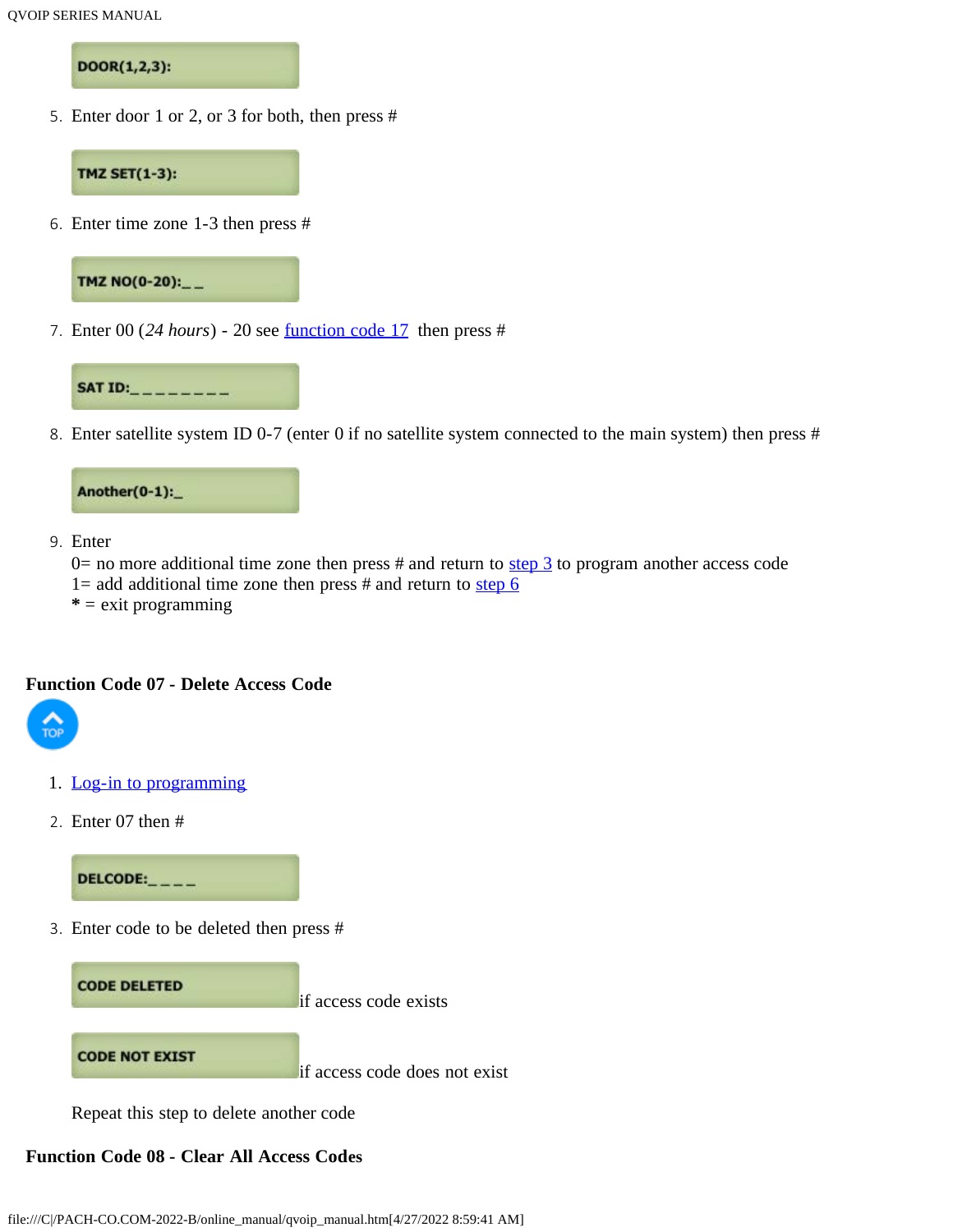DOOR(1,2,3):

5. Enter door 1 or 2, or 3 for both, then press #

TMZ SET(1-3):

6. Enter time zone 1-3 then press #

TMZ NO(0-20):_ _

7. Enter 00 (*24 hours*) - 20 see function code 17 then press #

SAT ID:_ _ _ _ _ _ _ _

8. Enter satellite system ID 0-7 (enter 0 if no satellite system connected to the main system) then press #

Another(0-1):_

9. Enter
   0= no more additional time zone then press # and return to step 3 to program another access code
   1= add additional time zone then press # and return to step 6
   **\*** = exit programming

**Function Code 07 - Delete Access Code**

TOP

1. Log-in to programming
2. Enter 07 then #

DELCODE:_ _ _ _

3. Enter code to be deleted then press #

CODE DELETED if access code exists

CODE NOT EXIST if access code does not exist

Repeat this step to delete another code

**Function Code 08 - Clear All Access Codes**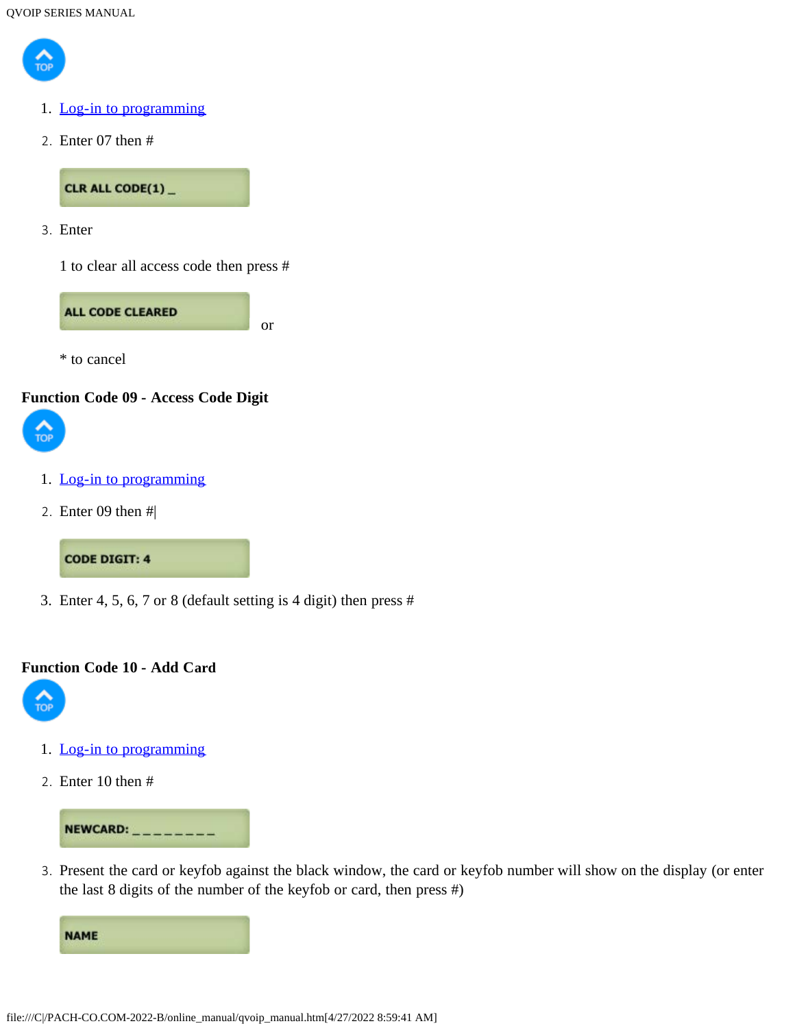1. Log-in to programming
2. Enter 07 then #

   CLR ALL CODE(1) _

3. Enter

   1 to clear all access code then press #

   ALL CODE CLEARED

   or

   * to cancel

**Function Code 09 - Access Code Digit**

1. Log-in to programming
2. Enter 09 then #|

   CODE DIGIT: 4

3. Enter 4, 5, 6, 7 or 8 (default setting is 4 digit) then press #

**Function Code 10 - Add Card**

1. Log-in to programming
2. Enter 10 then #

   NEWCARD: _ _ _ _ _ _ _ _

3. Present the card or keyfob against the black window, the card or keyfob number will show on the display (or enter the last 8 digits of the number of the keyfob or card, then press #)

   NAME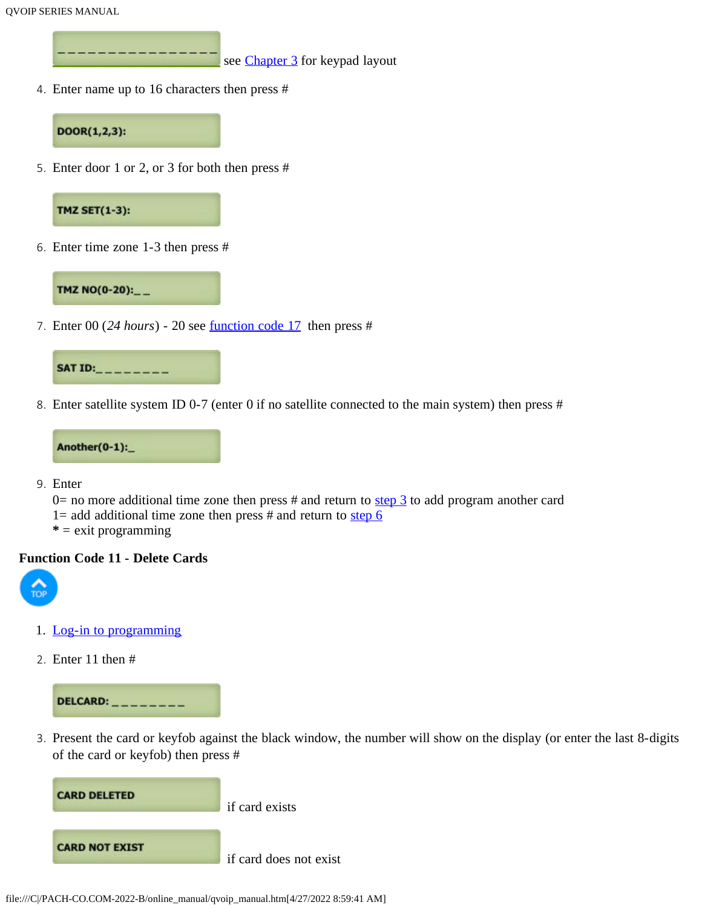`________________` see Chapter 3 for keypad layout

4. Enter name up to 16 characters then press #

`DOOR(1,2,3):`

5. Enter door 1 or 2, or 3 for both then press #

`TMZ SET(1-3):`

6. Enter time zone 1-3 then press #

`TMZ NO(0-20):__`

7. Enter 00 (*24 hours*) - 20 see function code 17 then press #

`SAT ID:________`

8. Enter satellite system ID 0-7 (enter 0 if no satellite connected to the main system) then press #

`Another(0-1):_`

9. Enter
   0= no more additional time zone then press # and return to step 3 to add program another card
   1= add additional time zone then press # and return to step 6
   **\*** = exit programming

**Function Code 11 - Delete Cards**

TOP

1. Log-in to programming
2. Enter 11 then #

`DELCARD: ________`

3. Present the card or keyfob against the black window, the number will show on the display (or enter the last 8-digits of the card or keyfob) then press #

`CARD DELETED` if card exists

`CARD NOT EXIST` if card does not exist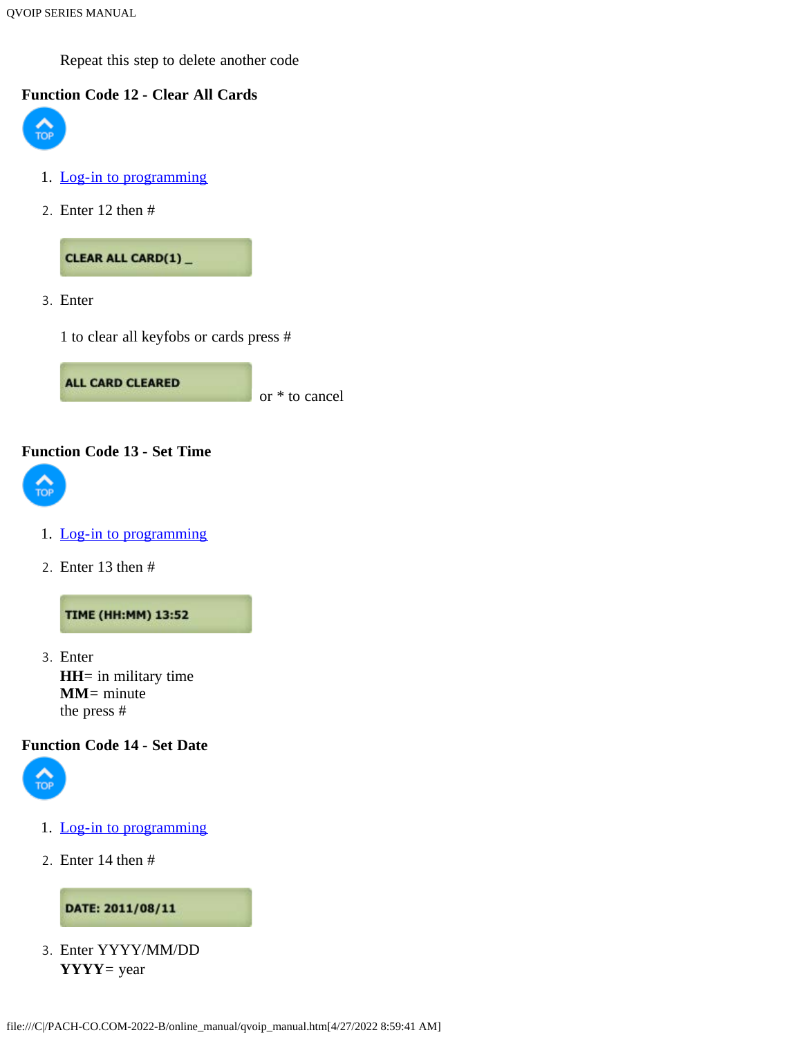Repeat this step to delete another code

**Function Code 12 - Clear All Cards**

1. Log-in to programming
2. Enter 12 then #

   CLEAR ALL CARD(1) _

3. Enter

   1 to clear all keyfobs or cards press #

   ALL CARD CLEARED

   or * to cancel

**Function Code 13 - Set Time**

1. Log-in to programming
2. Enter 13 then #

   TIME (HH:MM) 13:52

3. Enter
   **HH**= in military time
   **MM**= minute
   the press #

**Function Code 14 - Set Date**

1. Log-in to programming
2. Enter 14 then #

   DATE: 2011/08/11

3. Enter YYYY/MM/DD
   **YYYY**= year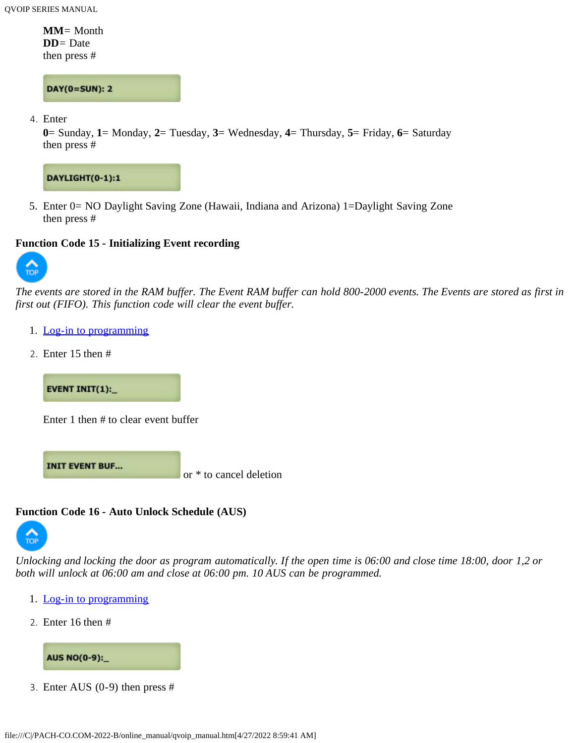**MM**= Month
**DD**= Date
then press #

```
DAY(0=SUN): 2
```

4. Enter
**0**= Sunday, **1**= Monday, **2**= Tuesday, **3**= Wednesday, **4**= Thursday, **5**= Friday, **6**= Saturday
then press #

```
DAYLIGHT(0-1):1
```

5. Enter 0= NO Daylight Saving Zone (Hawaii, Indiana and Arizona) 1=Daylight Saving Zone
then press #

### Function Code 15 - Initializing Event recording

TOP

*The events are stored in the RAM buffer. The Event RAM buffer can hold 800-2000 events. The Events are stored as first in first out (FIFO). This function code will clear the event buffer.*

1. Log-in to programming
2. Enter 15 then #

```
EVENT INIT(1):_
```

Enter 1 then # to clear event buffer

```
INIT EVENT BUF...
```

or * to cancel deletion

### Function Code 16 - Auto Unlock Schedule (AUS)

TOP

*Unlocking and locking the door as program automatically. If the open time is 06:00 and close time 18:00, door 1,2 or both will unlock at 06:00 am and close at 06:00 pm. 10 AUS can be programmed.*

1. Log-in to programming
2. Enter 16 then #

```
AUS NO(0-9):_
```

3. Enter AUS (0-9) then press #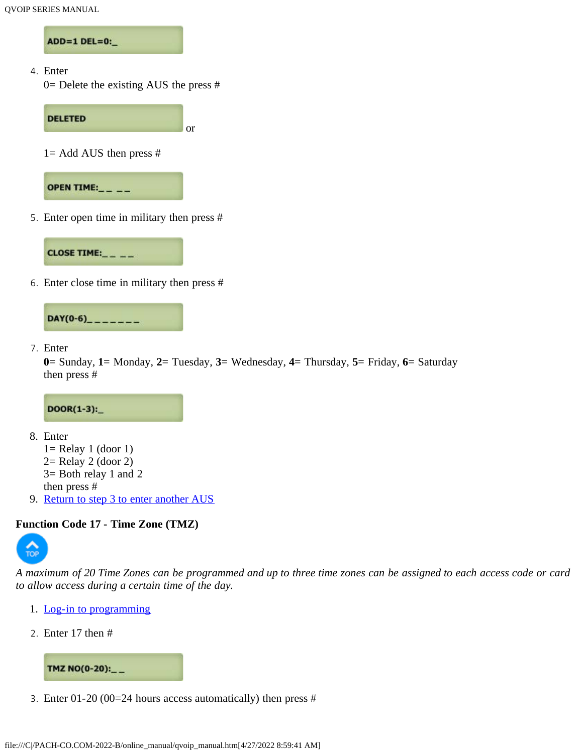ADD=1 DEL=0:_

4. Enter
   0= Delete the existing AUS the press #

   DELETED

   or

   1= Add AUS then press #

   OPEN TIME:_ _ _ _

5. Enter open time in military then press #

   CLOSE TIME:_ _ _ _

6. Enter close time in military then press #

   DAY(0-6)_ _ _ _ _ _ _

7. Enter
   **0**= Sunday, **1**= Monday, **2**= Tuesday, **3**= Wednesday, **4**= Thursday, **5**= Friday, **6**= Saturday
   then press #

   DOOR(1-3):_

8. Enter
   1= Relay 1 (door 1)
   2= Relay 2 (door 2)
   3= Both relay 1 and 2
   then press #
9. Return to step 3 to enter another AUS

**Function Code 17 - Time Zone (TMZ)**

TOP

*A maximum of 20 Time Zones can be programmed and up to three time zones can be assigned to each access code or card to allow access during a certain time of the day.*

1. Log-in to programming
2. Enter 17 then #

   TMZ NO(0-20):_ _

3. Enter 01-20 (00=24 hours access automatically) then press #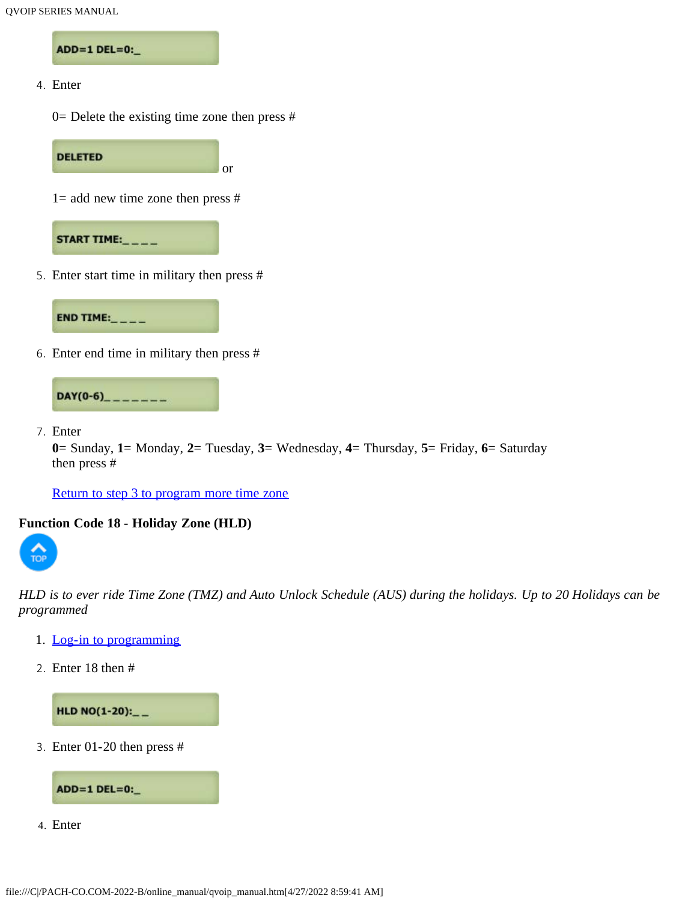ADD=1 DEL=0:_

4. Enter

   0= Delete the existing time zone then press #

   DELETED

   or

   1= add new time zone then press #

   START TIME:_ _ _ _

5. Enter start time in military then press #

   END TIME:_ _ _ _

6. Enter end time in military then press #

   DAY(0-6)_ _ _ _ _ _ _

7. Enter
   **0**= Sunday, **1**= Monday, **2**= Tuesday, **3**= Wednesday, **4**= Thursday, **5**= Friday, **6**= Saturday
   then press #

   [Return to step 3 to program more time zone]

**Function Code 18 - Holiday Zone (HLD)**

TOP

*HLD is to ever ride Time Zone (TMZ) and Auto Unlock Schedule (AUS) during the holidays. Up to 20 Holidays can be programmed*

1. [Log-in to programming]
2. Enter 18 then #

   HLD NO(1-20):_ _

3. Enter 01-20 then press #

   ADD=1 DEL=0:_

4. Enter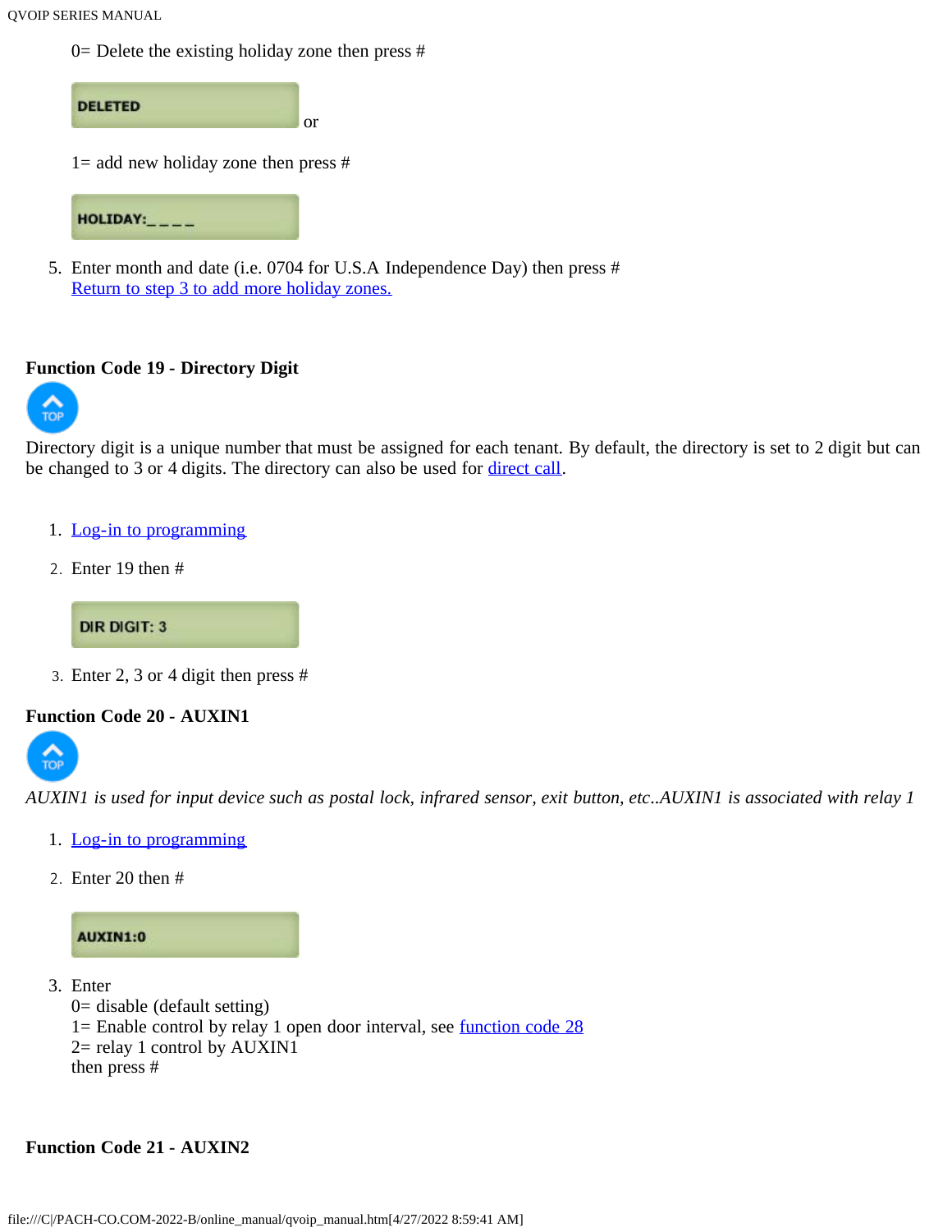0= Delete the existing holiday zone then press #

DELETED

or

1= add new holiday zone then press #

HOLIDAY:_ _ _ _

5. Enter month and date (i.e. 0704 for U.S.A Independence Day) then press #
   Return to step 3 to add more holiday zones.

**Function Code 19 - Directory Digit**

TOP

Directory digit is a unique number that must be assigned for each tenant. By default, the directory is set to 2 digit but can be changed to 3 or 4 digits. The directory can also be used for direct call.

1. Log-in to programming
2. Enter 19 then #

   DIR DIGIT: 3

3. Enter 2, 3 or 4 digit then press #

**Function Code 20 - AUXIN1**

TOP

*AUXIN1 is used for input device such as postal lock, infrared sensor, exit button, etc..AUXIN1 is associated with relay 1*

1. Log-in to programming
2. Enter 20 then #

   AUXIN1:0

3. Enter
   0= disable (default setting)
   1= Enable control by relay 1 open door interval, see function code 28
   2= relay 1 control by AUXIN1
   then press #

**Function Code 21 - AUXIN2**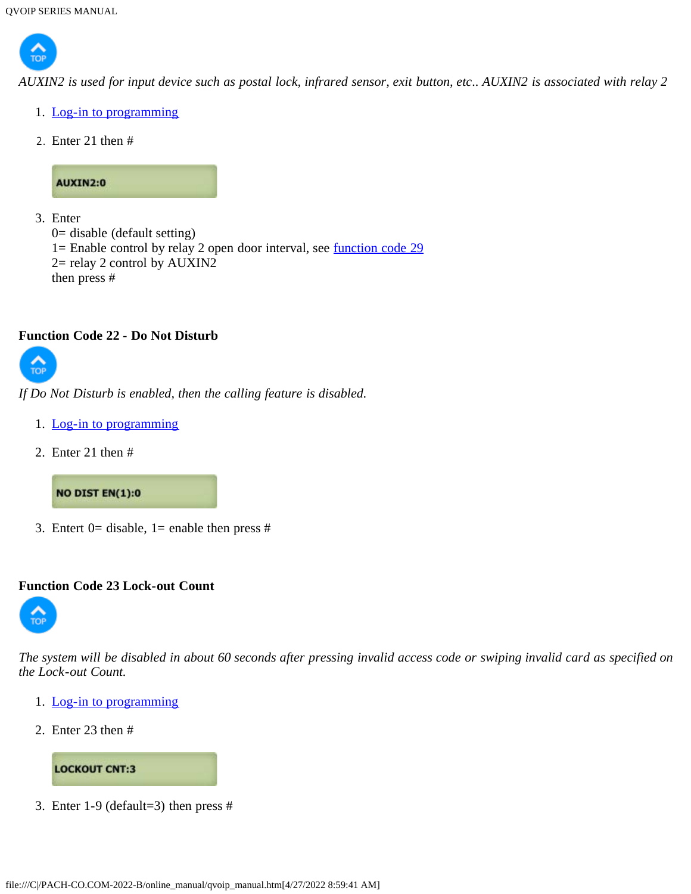*AUXIN2 is used for input device such as postal lock, infrared sensor, exit button, etc.. AUXIN2 is associated with relay 2*

1. Log-in to programming
2. Enter 21 then #

   AUXIN2:0

3. Enter
   0= disable (default setting)
   1= Enable control by relay 2 open door interval, see function code 29
   2= relay 2 control by AUXIN2
   then press #

**Function Code 22 - Do Not Disturb**

*If Do Not Disturb is enabled, then the calling feature is disabled.*

1. Log-in to programming
2. Enter 21 then #

   NO DIST EN(1):0

3. Entert 0= disable, 1= enable then press #

**Function Code 23 Lock-out Count**

*The system will be disabled in about 60 seconds after pressing invalid access code or swiping invalid card as specified on the Lock-out Count.*

1. Log-in to programming
2. Enter 23 then #

   LOCKOUT CNT:3

3. Enter 1-9 (default=3) then press #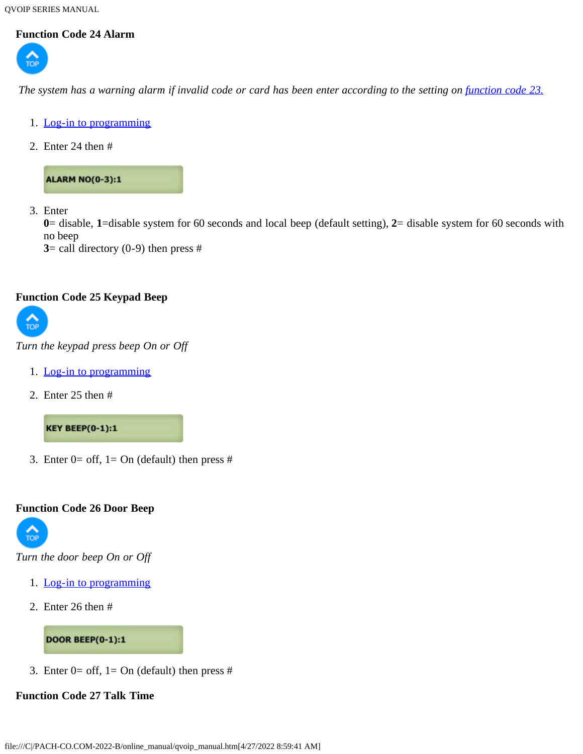**Function Code 24 Alarm**

*The system has a warning alarm if invalid code or card has been enter according to the setting on [function code 23.](#)*

1. [Log-in to programming](#)
2. Enter 24 then #

   ALARM NO(0-3):1

3. Enter
   **0**= disable, **1**=disable system for 60 seconds and local beep (default setting), **2**= disable system for 60 seconds with no beep
   **3**= call directory (0-9) then press #

**Function Code 25 Keypad Beep**

*Turn the keypad press beep On or Off*

1. [Log-in to programming](#)
2. Enter 25 then #

   KEY BEEP(0-1):1

3. Enter 0= off, 1= On (default) then press #

**Function Code 26 Door Beep**

*Turn the door beep On or Off*

1. [Log-in to programming](#)
2. Enter 26 then #

   DOOR BEEP(0-1):1

3. Enter 0= off, 1= On (default) then press #

**Function Code 27 Talk Time**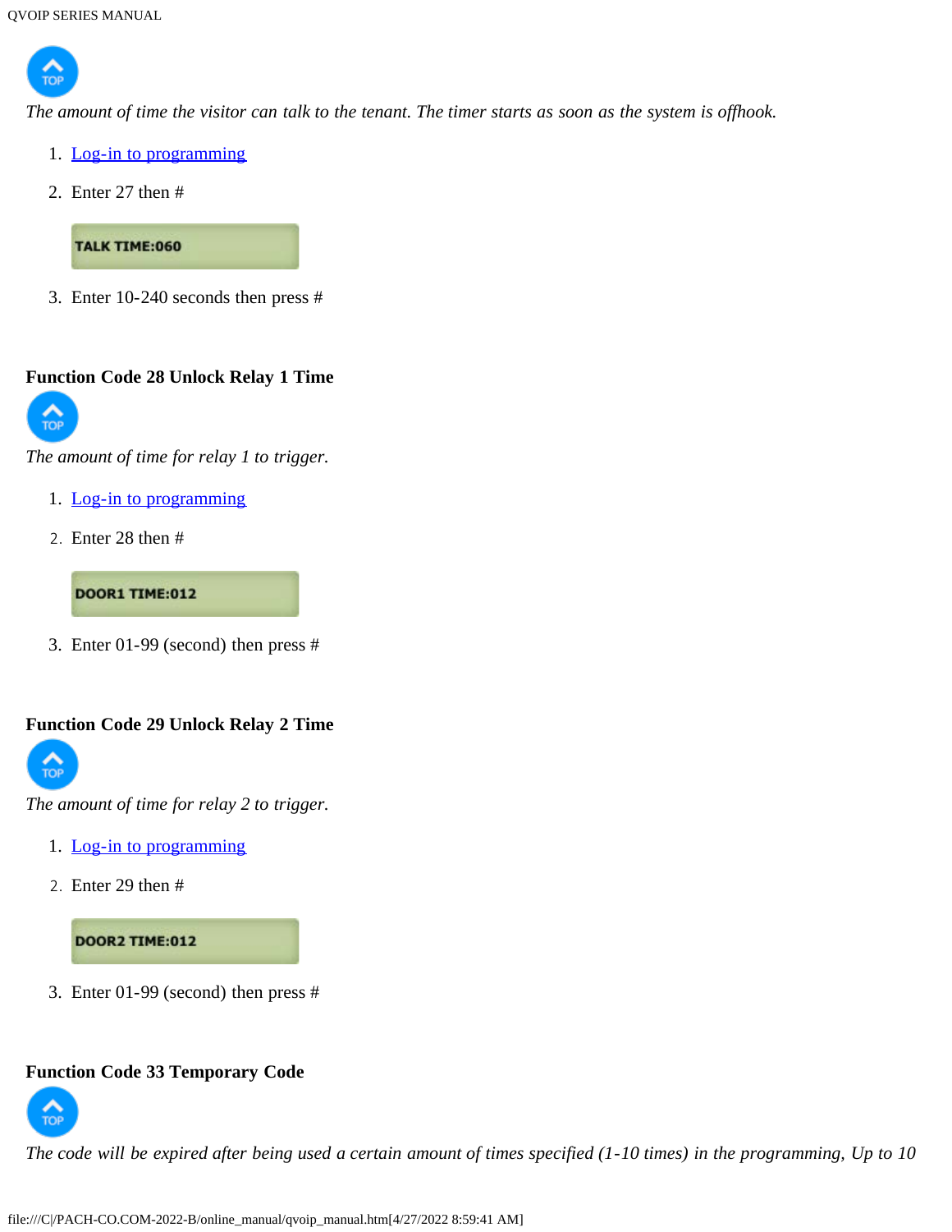*The amount of time the visitor can talk to the tenant. The timer starts as soon as the system is offhook.*

1. Log-in to programming
2. Enter 27 then #

    TALK TIME:060

3. Enter 10-240 seconds then press #

**Function Code 28 Unlock Relay 1 Time**

*The amount of time for relay 1 to trigger.*

1. Log-in to programming
2. Enter 28 then #

    DOOR1 TIME:012

3. Enter 01-99 (second) then press #

**Function Code 29 Unlock Relay 2 Time**

*The amount of time for relay 2 to trigger.*

1. Log-in to programming
2. Enter 29 then #

    DOOR2 TIME:012

3. Enter 01-99 (second) then press #

**Function Code 33 Temporary Code**

*The code will be expired after being used a certain amount of times specified (1-10 times) in the programming, Up to 10*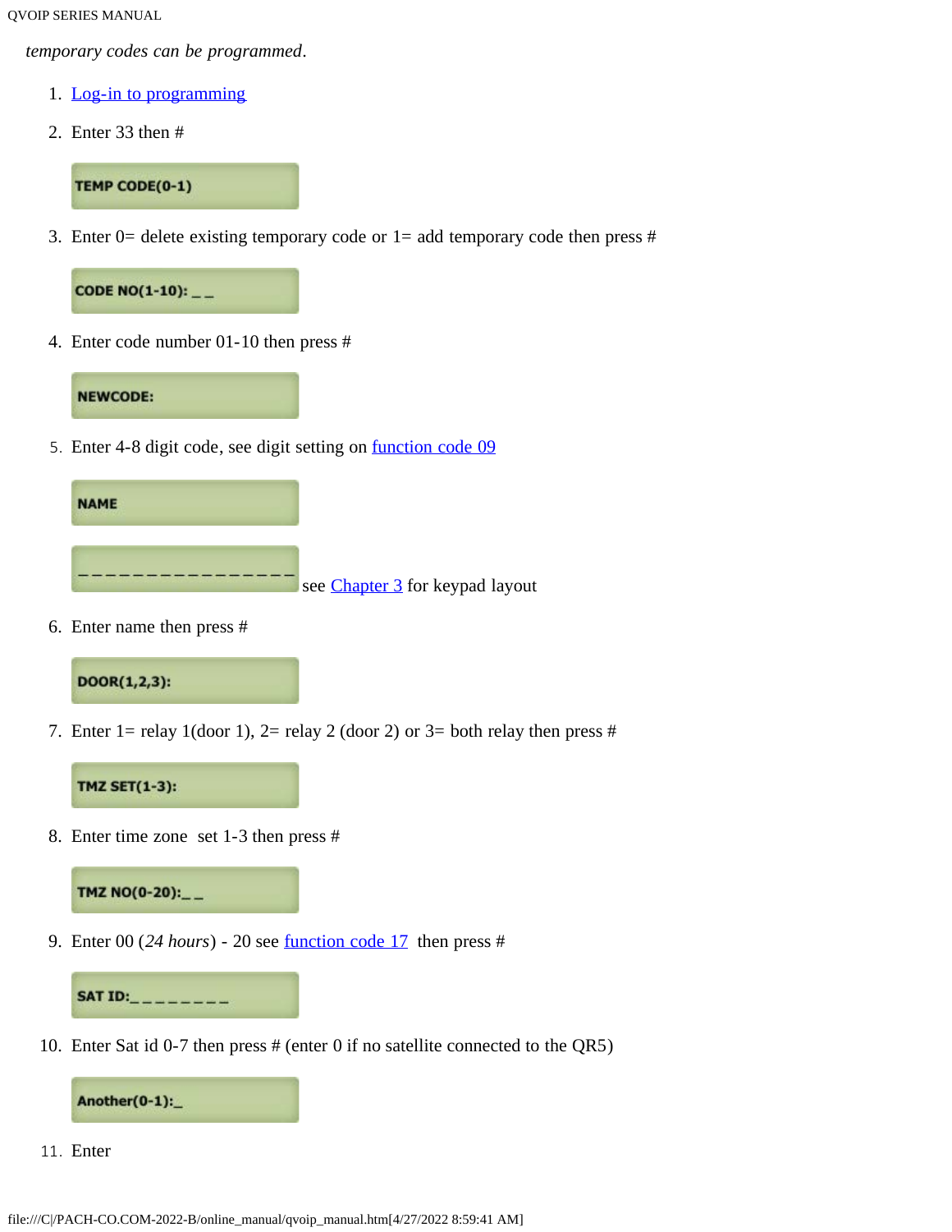*temporary codes can be programmed*.

1. Log-in to programming
2. Enter 33 then #

   TEMP CODE(0-1)

3. Enter 0= delete existing temporary code or 1= add temporary code then press #

   CODE NO(1-10): _ _

4. Enter code number 01-10 then press #

   NEWCODE:

5. Enter 4-8 digit code, see digit setting on function code 09

   NAME

   _ _ _ _ _ _ _ _ _ _ _ _ _ _ _ _ see Chapter 3 for keypad layout

6. Enter name then press #

   DOOR(1,2,3):

7. Enter 1= relay 1(door 1), 2= relay 2 (door 2) or 3= both relay then press #

   TMZ SET(1-3):

8. Enter time zone set 1-3 then press #

   TMZ NO(0-20):_ _

9. Enter 00 (*24 hours*) - 20 see function code 17 then press #

   SAT ID:_ _ _ _ _ _ _ _

10. Enter Sat id 0-7 then press # (enter 0 if no satellite connected to the QR5)

    Another(0-1):_

11. Enter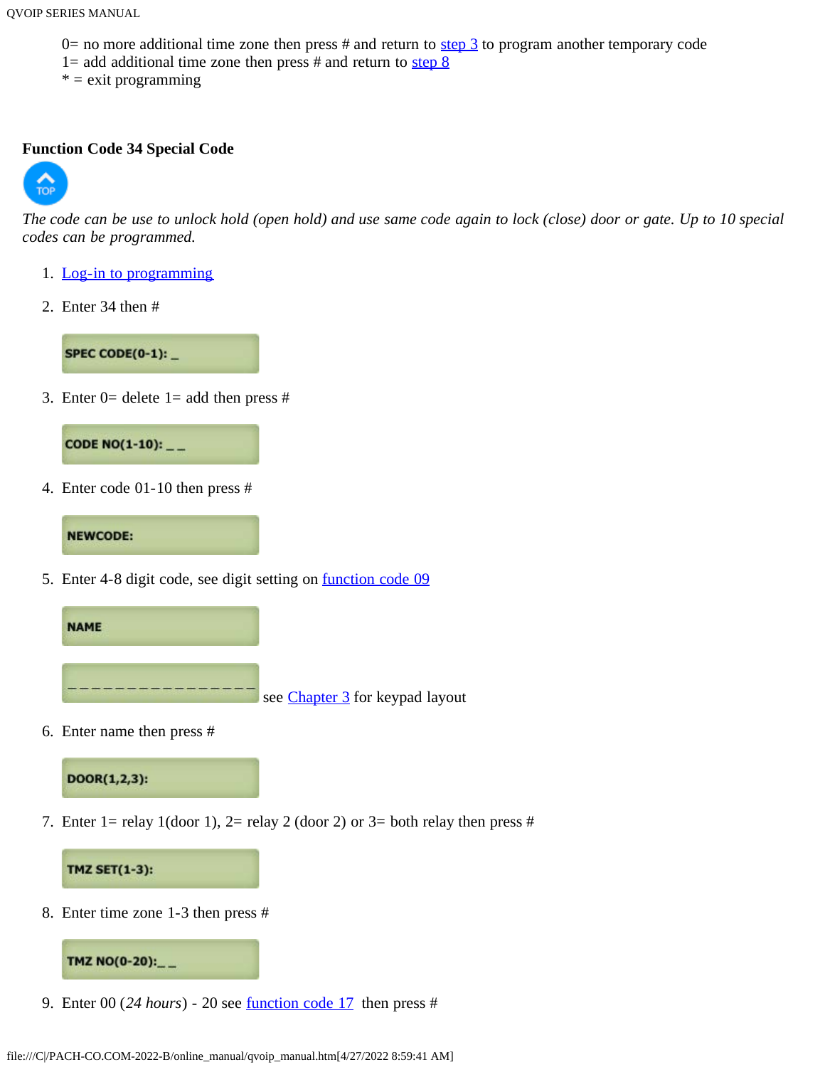0= no more additional time zone then press # and return to step 3 to program another temporary code
1= add additional time zone then press # and return to step 8
* = exit programming

### Function Code 34 Special Code

*The code can be use to unlock hold (open hold) and use same code again to lock (close) door or gate. Up to 10 special codes can be programmed.*

1. Log-in to programming
2. Enter 34 then #

   SPEC CODE(0-1): _

3. Enter 0= delete 1= add then press #

   CODE NO(1-10): _ _

4. Enter code 01-10 then press #

   NEWCODE:

5. Enter 4-8 digit code, see digit setting on function code 09

   NAME

   _ _ _ _ _ _ _ _ _ _ _ _ _ _ _ _ see Chapter 3 for keypad layout

6. Enter name then press #

   DOOR(1,2,3):

7. Enter 1= relay 1(door 1), 2= relay 2 (door 2) or 3= both relay then press #

   TMZ SET(1-3):

8. Enter time zone 1-3 then press #

   TMZ NO(0-20):_ _

9. Enter 00 (*24 hours*) - 20 see function code 17 then press #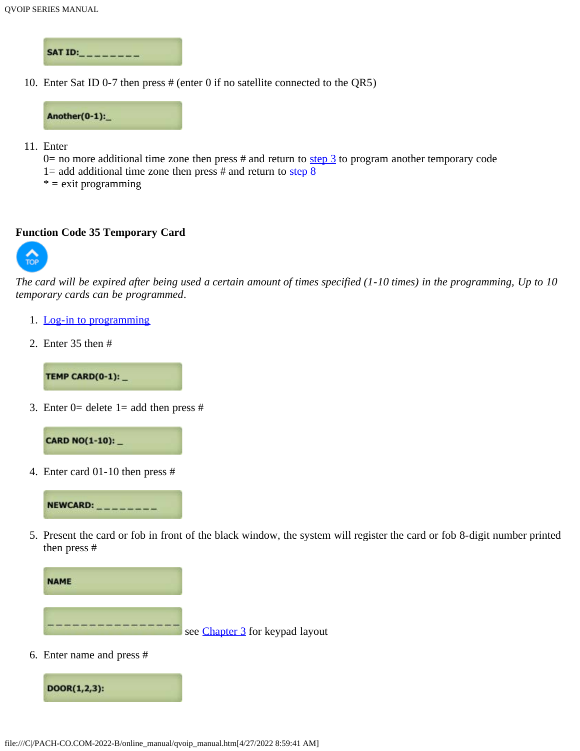SAT ID:_ _ _ _ _ _ _ _

10. Enter Sat ID 0-7 then press # (enter 0 if no satellite connected to the QR5)

Another(0-1):_

11. Enter
    0= no more additional time zone then press # and return to step 3 to program another temporary code
    1= add additional time zone then press # and return to step 8
    * = exit programming

**Function Code 35 Temporary Card**

*The card will be expired after being used a certain amount of times specified (1-10 times) in the programming, Up to 10 temporary cards can be programmed.*

1. Log-in to programming
2. Enter 35 then #

TEMP CARD(0-1): _

3. Enter 0= delete 1= add then press #

CARD NO(1-10): _

4. Enter card 01-10 then press #

NEWCARD: _ _ _ _ _ _ _ _

5. Present the card or fob in front of the black window, the system will register the card or fob 8-digit number printed then press #

NAME

_ _ _ _ _ _ _ _ _ _ _ _ _ _ _ _ see Chapter 3 for keypad layout

6. Enter name and press #

DOOR(1,2,3):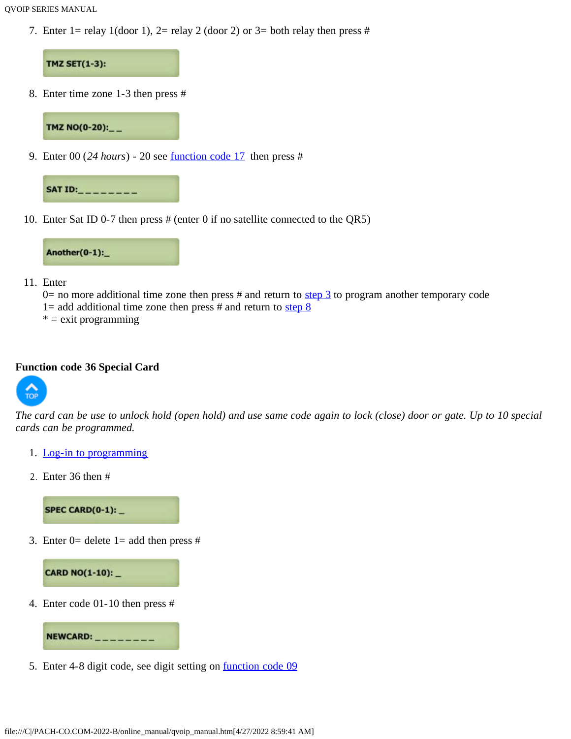7. Enter 1= relay 1(door 1), 2= relay 2 (door 2) or 3= both relay then press #

   TMZ SET(1-3):

8. Enter time zone 1-3 then press #

   TMZ NO(0-20):_ _

9. Enter 00 (*24 hours*) - 20 see function code 17 then press #

   SAT ID:_ _ _ _ _ _ _ _

10. Enter Sat ID 0-7 then press # (enter 0 if no satellite connected to the QR5)

    Another(0-1):_

11. Enter
    0= no more additional time zone then press # and return to step 3 to program another temporary code
    1= add additional time zone then press # and return to step 8
    * = exit programming

### Function code 36 Special Card

TOP

*The card can be use to unlock hold (open hold) and use same code again to lock (close) door or gate. Up to 10 special cards can be programmed.*

1. Log-in to programming
2. Enter 36 then #

   SPEC CARD(0-1): _

3. Enter 0= delete 1= add then press #

   CARD NO(1-10): _

4. Enter code 01-10 then press #

   NEWCARD: _ _ _ _ _ _ _ _

5. Enter 4-8 digit code, see digit setting on function code 09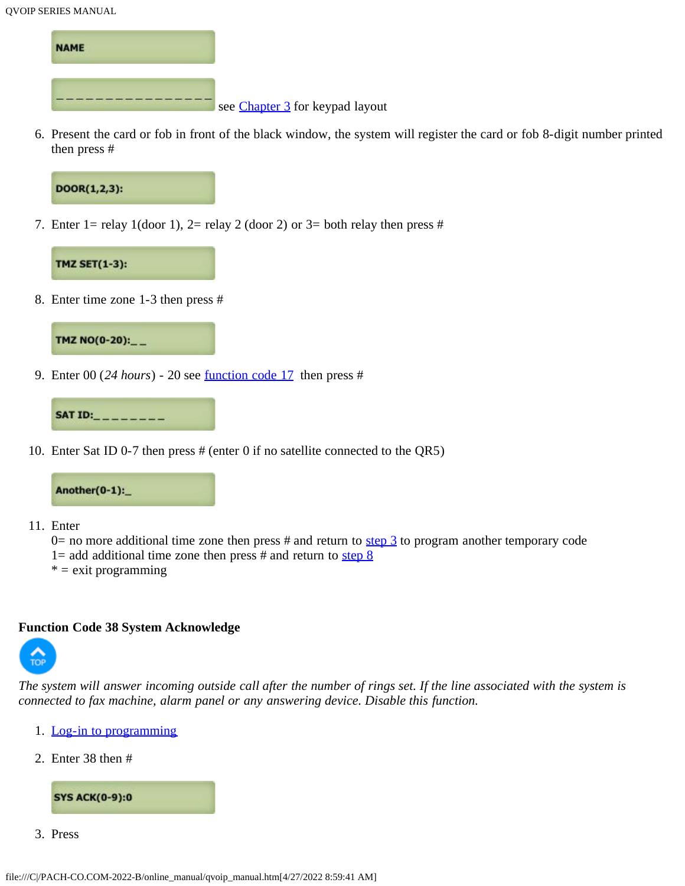NAME

_ _ _ _ _ _ _ _ _ _ _ _ _ _ _ _ see Chapter 3 for keypad layout

6. Present the card or fob in front of the black window, the system will register the card or fob 8-digit number printed then press #

   DOOR(1,2,3):

7. Enter 1= relay 1(door 1), 2= relay 2 (door 2) or 3= both relay then press #

   TMZ SET(1-3):

8. Enter time zone 1-3 then press #

   TMZ NO(0-20):_ _

9. Enter 00 (*24 hours*) - 20 see function code 17 then press #

   SAT ID:_ _ _ _ _ _ _ _

10. Enter Sat ID 0-7 then press # (enter 0 if no satellite connected to the QR5)

    Another(0-1):_

11. Enter
    0= no more additional time zone then press # and return to step 3 to program another temporary code
    1= add additional time zone then press # and return to step 8
    * = exit programming

### Function Code 38 System Acknowledge

TOP

*The system will answer incoming outside call after the number of rings set. If the line associated with the system is connected to fax machine, alarm panel or any answering device. Disable this function.*

1. Log-in to programming
2. Enter 38 then #

   SYS ACK(0-9):0

3. Press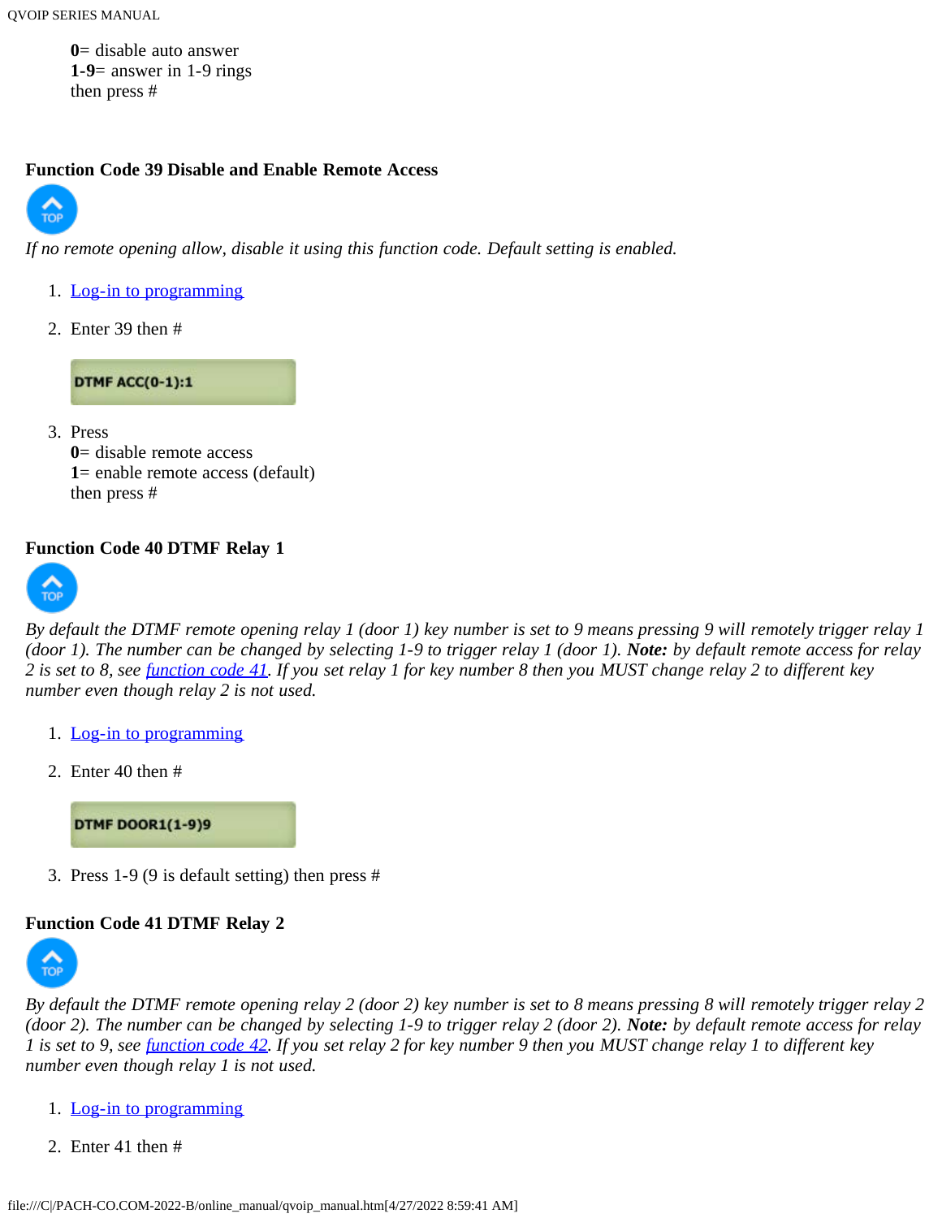**0**= disable auto answer
**1-9**= answer in 1-9 rings
then press #

### Function Code 39 Disable and Enable Remote Access

*If no remote opening allow, disable it using this function code. Default setting is enabled.*

1. Log-in to programming
2. Enter 39 then #

   DTMF ACC(0-1):1

3. Press
   **0**= disable remote access
   **1**= enable remote access (default)
   then press #

### Function Code 40 DTMF Relay 1

*By default the DTMF remote opening relay 1 (door 1) key number is set to 9 means pressing 9 will remotely trigger relay 1 (door 1). The number can be changed by selecting 1-9 to trigger relay 1 (door 1). **Note:** by default remote access for relay 2 is set to 8, see function code 41. If you set relay 1 for key number 8 then you MUST change relay 2 to different key number even though relay 2 is not used.*

1. Log-in to programming
2. Enter 40 then #

   DTMF DOOR1(1-9)9

3. Press 1-9 (9 is default setting) then press #

### Function Code 41 DTMF Relay 2

*By default the DTMF remote opening relay 2 (door 2) key number is set to 8 means pressing 8 will remotely trigger relay 2 (door 2). The number can be changed by selecting 1-9 to trigger relay 2 (door 2). **Note:** by default remote access for relay 1 is set to 9, see function code 42. If you set relay 2 for key number 9 then you MUST change relay 1 to different key number even though relay 1 is not used.*

1. Log-in to programming
2. Enter 41 then #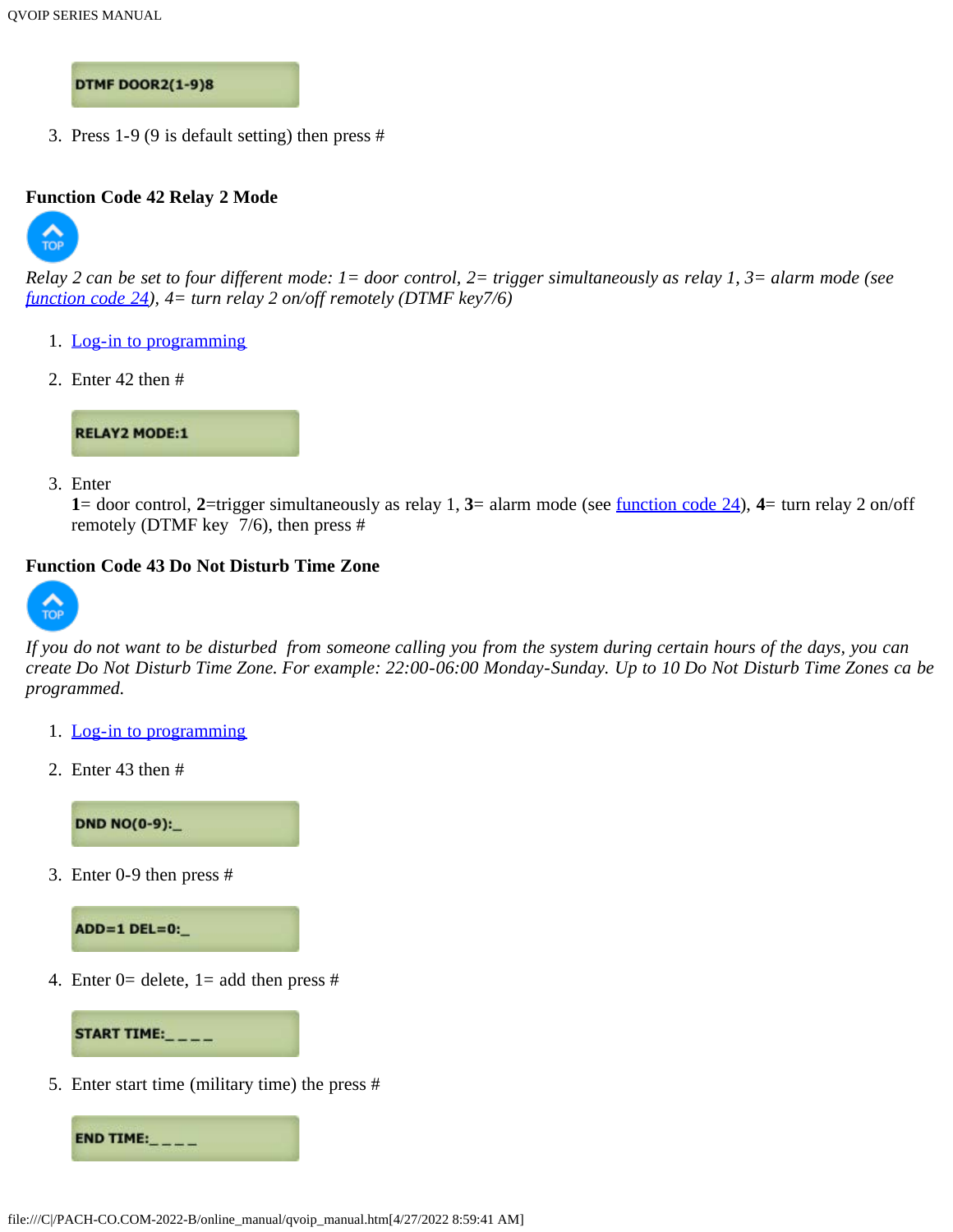DTMF DOOR2(1-9)8

3. Press 1-9 (9 is default setting) then press #

### Function Code 42 Relay 2 Mode

TOP

*Relay 2 can be set to four different mode: 1= door control, 2= trigger simultaneously as relay 1, 3= alarm mode (see function code 24), 4= turn relay 2 on/off remotely (DTMF key7/6)*

1. Log-in to programming
2. Enter 42 then #

RELAY2 MODE:1

3. Enter
**1**= door control, **2**=trigger simultaneously as relay 1, **3**= alarm mode (see function code 24), **4**= turn relay 2 on/off remotely (DTMF key 7/6), then press #

### Function Code 43 Do Not Disturb Time Zone

TOP

*If you do not want to be disturbed from someone calling you from the system during certain hours of the days, you can create Do Not Disturb Time Zone. For example: 22:00-06:00 Monday-Sunday. Up to 10 Do Not Disturb Time Zones ca be programmed.*

1. Log-in to programming
2. Enter 43 then #

DND NO(0-9):_

3. Enter 0-9 then press #

ADD=1 DEL=0:_

4. Enter 0= delete, 1= add then press #

START TIME:_ _ _ _

5. Enter start time (military time) the press #

END TIME:_ _ _ _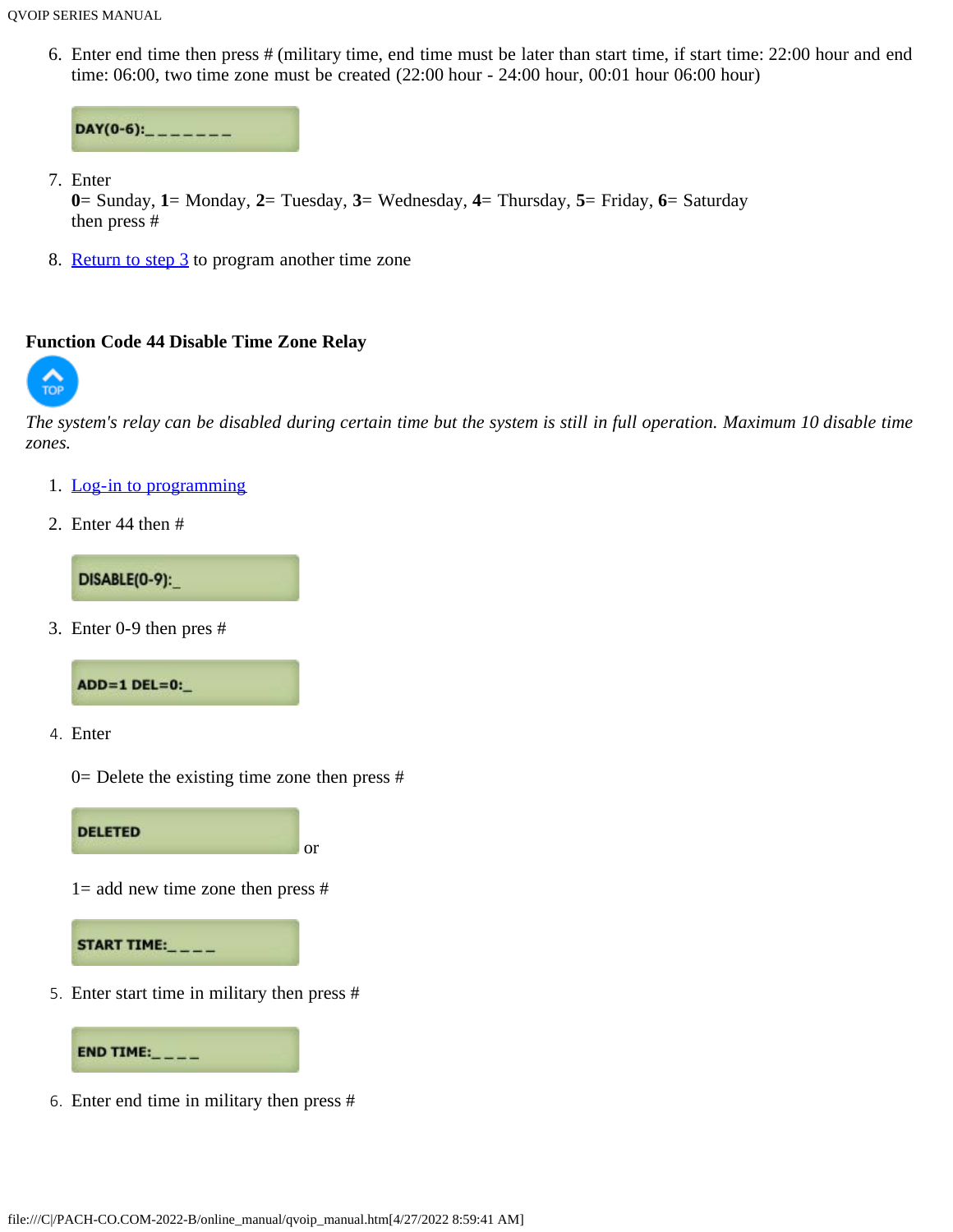6. Enter end time then press # (military time, end time must be later than start time, if start time: 22:00 hour and end time: 06:00, two time zone must be created (22:00 hour - 24:00 hour, 00:01 hour 06:00 hour)

   DAY(0-6):_ _ _ _ _ _ _

7. Enter
   **0**= Sunday, **1**= Monday, **2**= Tuesday, **3**= Wednesday, **4**= Thursday, **5**= Friday, **6**= Saturday
   then press #

8. Return to step 3 to program another time zone

### Function Code 44 Disable Time Zone Relay

TOP

*The system's relay can be disabled during certain time but the system is still in full operation. Maximum 10 disable time zones.*

1. Log-in to programming

2. Enter 44 then #

   DISABLE(0-9):_

3. Enter 0-9 then pres #

   ADD=1 DEL=0:_

4. Enter

   0= Delete the existing time zone then press #

   DELETED

   or

   1= add new time zone then press #

   START TIME:_ _ _ _

5. Enter start time in military then press #

   END TIME:_ _ _ _

6. Enter end time in military then press #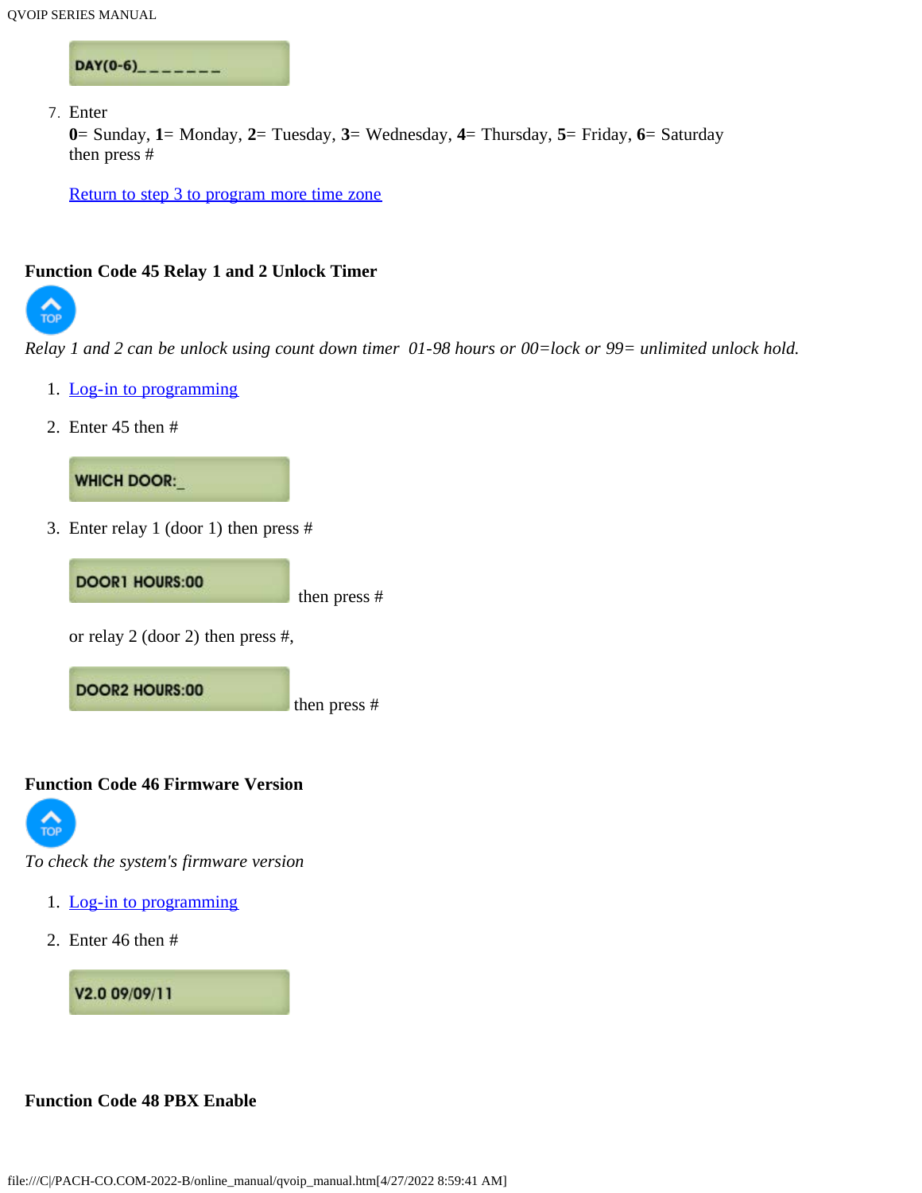DAY(0-6)_ _ _ _ _ _ _

7. Enter
   **0**= Sunday, **1**= Monday, **2**= Tuesday, **3**= Wednesday, **4**= Thursday, **5**= Friday, **6**= Saturday
   then press #

   [Return to step 3 to program more time zone]()

### Function Code 45 Relay 1 and 2 Unlock Timer

TOP

*Relay 1 and 2 can be unlock using count down timer 01-98 hours or 00=lock or 99= unlimited unlock hold.*

1. [Log-in to programming]()
2. Enter 45 then #

   WHICH DOOR:_

3. Enter relay 1 (door 1) then press #

   DOOR1 HOURS:00 then press #

   or relay 2 (door 2) then press #,

   DOOR2 HOURS:00 then press #

### Function Code 46 Firmware Version

TOP

*To check the system's firmware version*

1. [Log-in to programming]()
2. Enter 46 then #

   V2.0 09/09/11

### Function Code 48 PBX Enable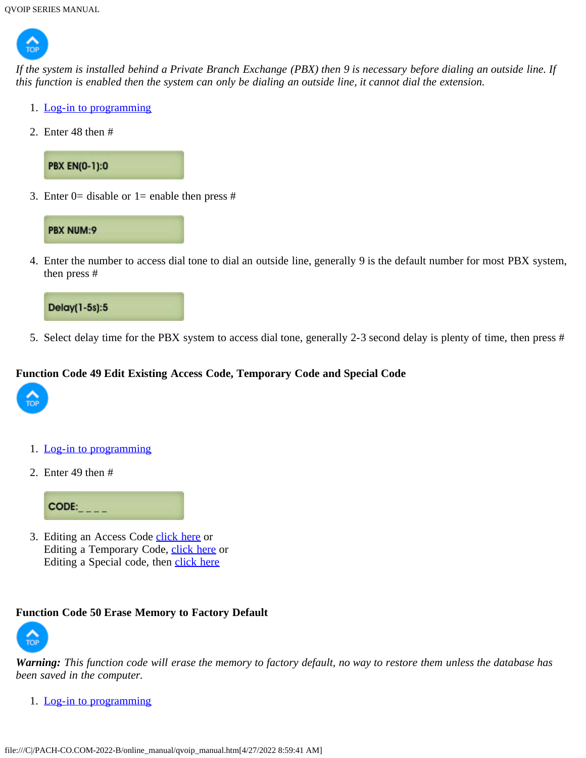*If the system is installed behind a Private Branch Exchange (PBX) then 9 is necessary before dialing an outside line. If this function is enabled then the system can only be dialing an outside line, it cannot dial the extension.*

1. Log-in to programming
2. Enter 48 then #

   PBX EN(0-1):0

3. Enter 0= disable or 1= enable then press #

   PBX NUM:9

4. Enter the number to access dial tone to dial an outside line, generally 9 is the default number for most PBX system, then press #

   Delay(1-5s):5

5. Select delay time for the PBX system to access dial tone, generally 2-3 second delay is plenty of time, then press #

**Function Code 49 Edit Existing Access Code, Temporary Code and Special Code**

1. Log-in to programming
2. Enter 49 then #

   CODE:_ _ _ _

3. Editing an Access Code click here or
   Editing a Temporary Code, click here or
   Editing a Special code, then click here

**Function Code 50 Erase Memory to Factory Default**

***Warning:*** *This function code will erase the memory to factory default, no way to restore them unless the database has been saved in the computer.*

1. Log-in to programming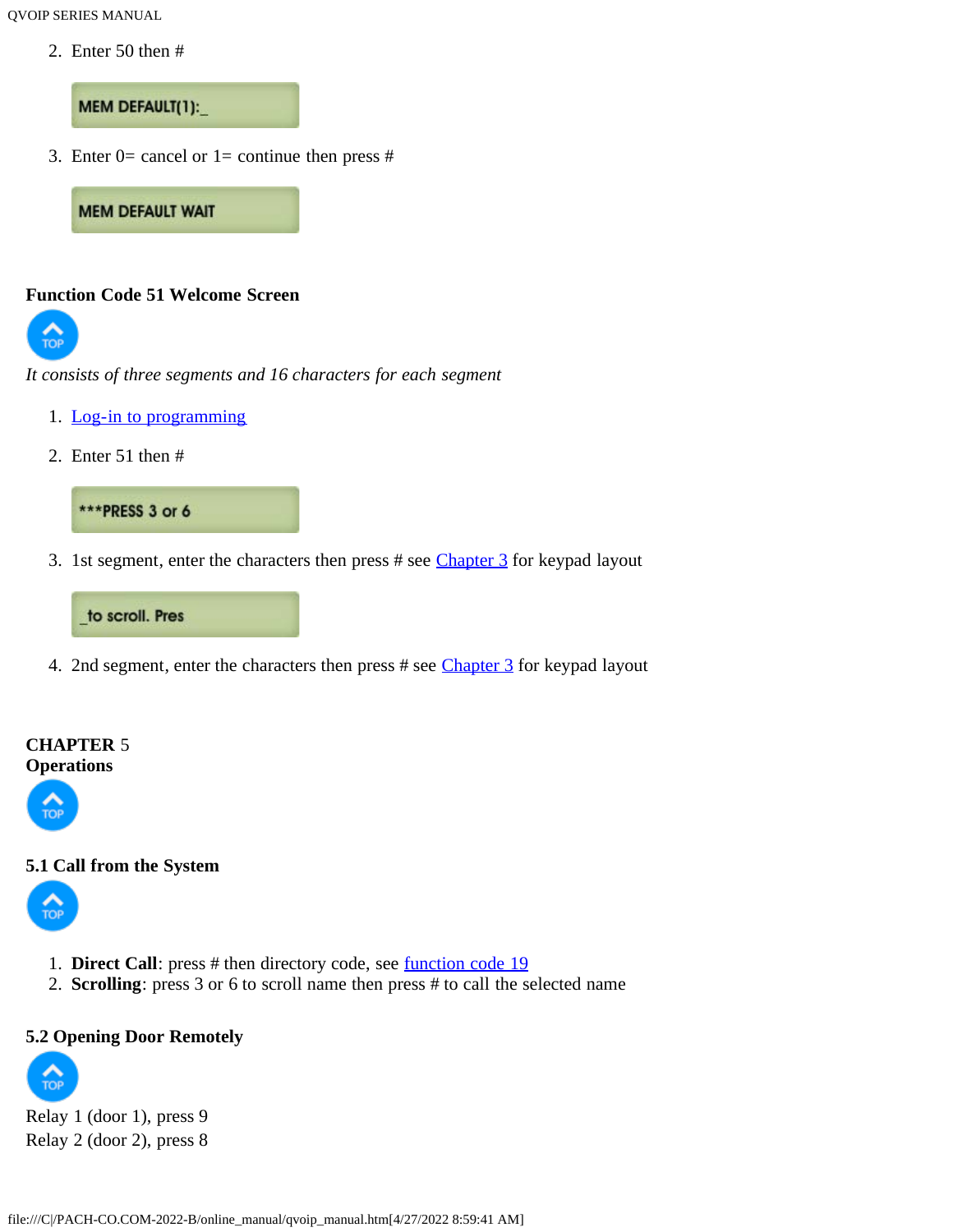2. Enter 50 then #

```
MEM DEFAULT(1):_
```

3. Enter 0= cancel or 1= continue then press #

```
MEM DEFAULT WAIT
```

### Function Code 51 Welcome Screen

*It consists of three segments and 16 characters for each segment*

1. [Log-in to programming]
2. Enter 51 then #

```
***PRESS 3 or 6
```

3. 1st segment, enter the characters then press # see [Chapter 3] for keypad layout

```
_to scroll. Pres
```

4. 2nd segment, enter the characters then press # see [Chapter 3] for keypad layout

## CHAPTER 5
## Operations

### 5.1 Call from the System

1. **Direct Call**: press # then directory code, see [function code 19]
2. **Scrolling**: press 3 or 6 to scroll name then press # to call the selected name

### 5.2 Opening Door Remotely

Relay 1 (door 1), press 9
Relay 2 (door 2), press 8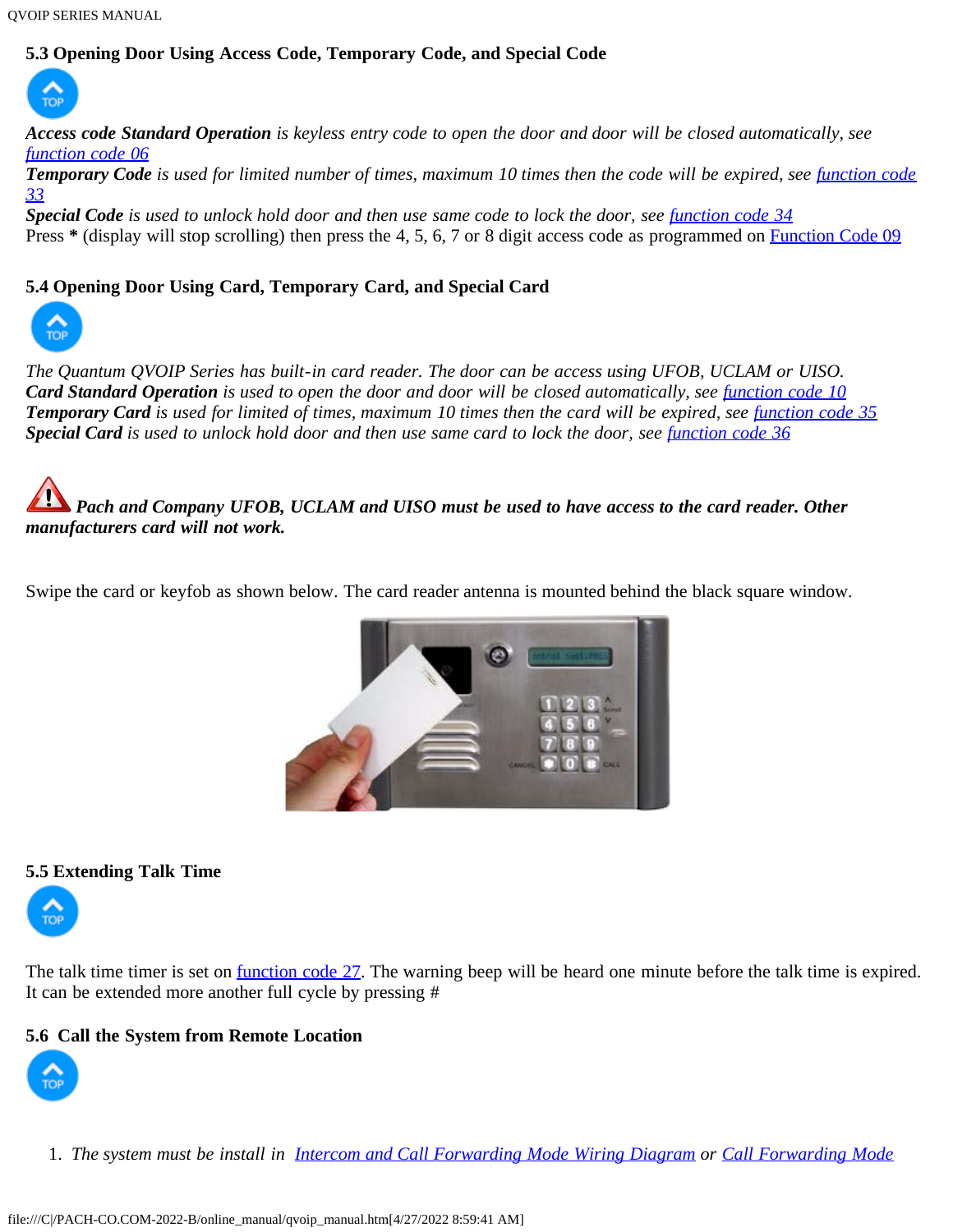### 5.3 Opening Door Using Access Code, Temporary Code, and Special Code

***Access code Standard Operation*** *is keyless entry code to open the door and door will be closed automatically, see [function code 06]*
***Temporary Code*** *is used for limited number of times, maximum 10 times then the code will be expired, see [function code 33]*
***Special Code*** *is used to unlock hold door and then use same code to lock the door, see [function code 34]*
Press **\*** (display will stop scrolling) then press the 4, 5, 6, 7 or 8 digit access code as programmed on [Function Code 09]

### 5.4 Opening Door Using Card, Temporary Card, and Special Card

*The Quantum QVOIP Series has built-in card reader. The door can be access using UFOB, UCLAM or UISO.*
***Card Standard Operation*** *is used to open the door and door will be closed automatically, see [function code 10]*
***Temporary Card*** *is used for limited of times, maximum 10 times then the card will be expired, see [function code 35]*
***Special Card*** *is used to unlock hold door and then use same card to lock the door, see [function code 36]*

***Pach and Company UFOB, UCLAM and UISO must be used to have access to the card reader. Other manufacturers card will not work.***

Swipe the card or keyfob as shown below. The card reader antenna is mounted behind the black square window.

### 5.5 Extending Talk Time

The talk time timer is set on [function code 27]. The warning beep will be heard one minute before the talk time is expired. It can be extended more another full cycle by pressing #

### 5.6 Call the System from Remote Location

1. *The system must be install in [Intercom and Call Forwarding Mode Wiring Diagram] or [Call Forwarding Mode]*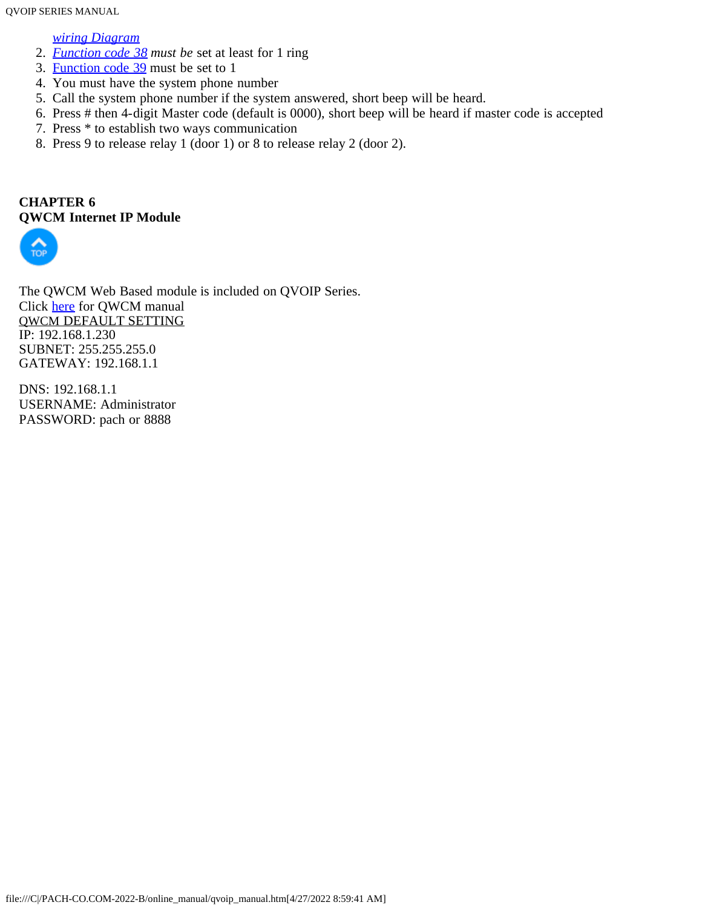*wiring Diagram*

2. *Function code 38 must be* set at least for 1 ring
3. Function code 39 must be set to 1
4. You must have the system phone number
5. Call the system phone number if the system answered, short beep will be heard.
6. Press # then 4-digit Master code (default is 0000), short beep will be heard if master code is accepted
7. Press * to establish two ways communication
8. Press 9 to release relay 1 (door 1) or 8 to release relay 2 (door 2).

## CHAPTER 6
## QWCM Internet IP Module

The QWCM Web Based module is included on QVOIP Series.
Click here for QWCM manual
QWCM DEFAULT SETTING
IP: 192.168.1.230
SUBNET: 255.255.255.0
GATEWAY: 192.168.1.1

DNS: 192.168.1.1
USERNAME: Administrator
PASSWORD: pach or 8888